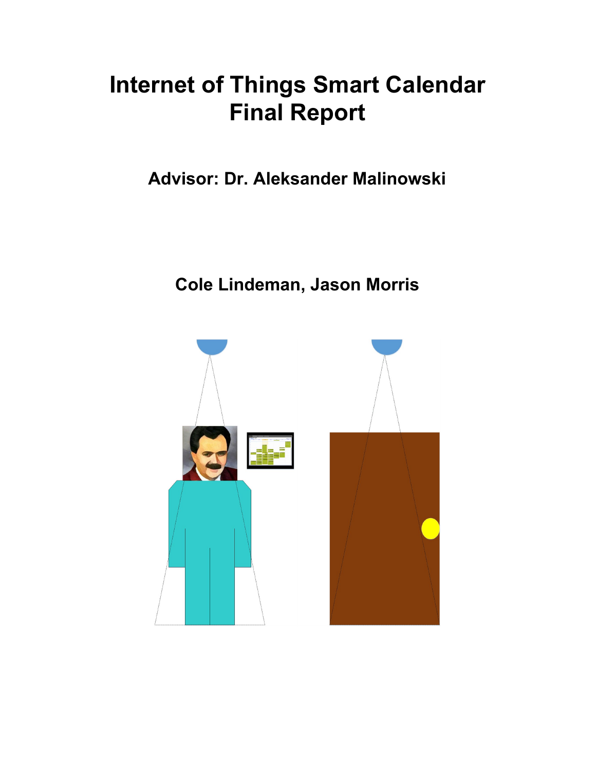# Internet of Things Smart Calendar
# Final Report

**Advisor: Dr. Aleksander Malinowski**

**Cole Lindeman, Jason Morris**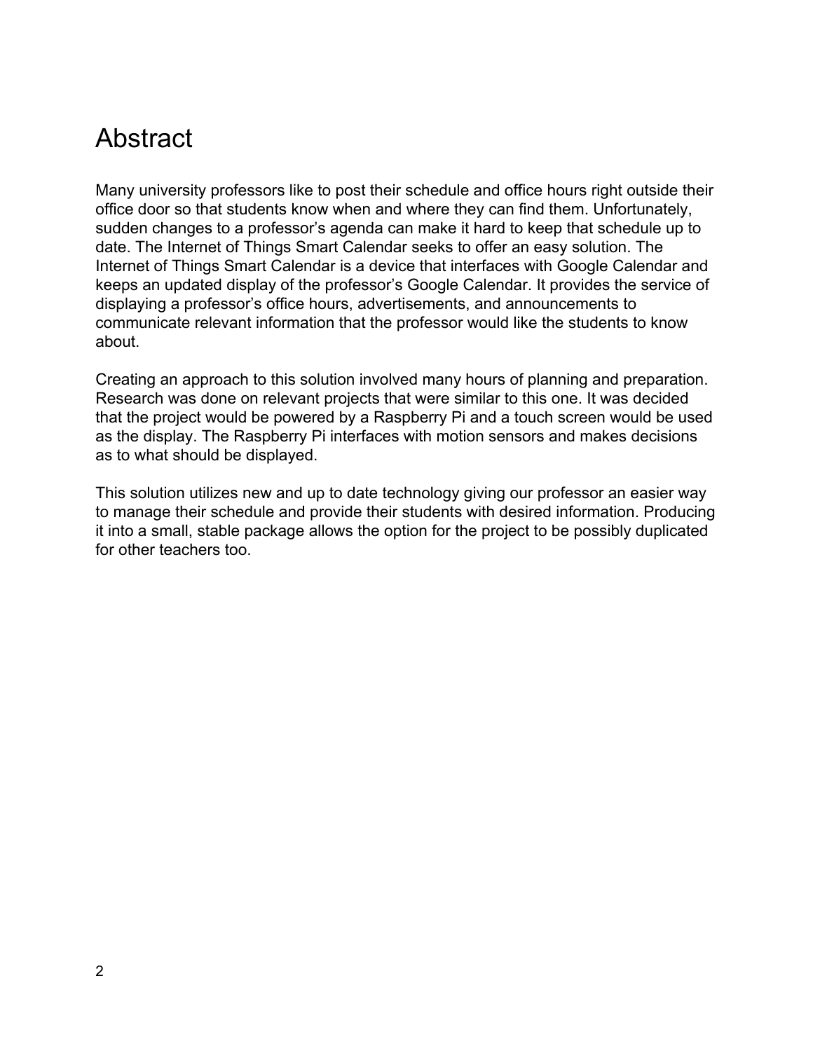# Abstract

Many university professors like to post their schedule and office hours right outside their office door so that students know when and where they can find them. Unfortunately, sudden changes to a professor's agenda can make it hard to keep that schedule up to date. The Internet of Things Smart Calendar seeks to offer an easy solution. The Internet of Things Smart Calendar is a device that interfaces with Google Calendar and keeps an updated display of the professor's Google Calendar. It provides the service of displaying a professor's office hours, advertisements, and announcements to communicate relevant information that the professor would like the students to know about.

Creating an approach to this solution involved many hours of planning and preparation. Research was done on relevant projects that were similar to this one. It was decided that the project would be powered by a Raspberry Pi and a touch screen would be used as the display. The Raspberry Pi interfaces with motion sensors and makes decisions as to what should be displayed.

This solution utilizes new and up to date technology giving our professor an easier way to manage their schedule and provide their students with desired information. Producing it into a small, stable package allows the option for the project to be possibly duplicated for other teachers too.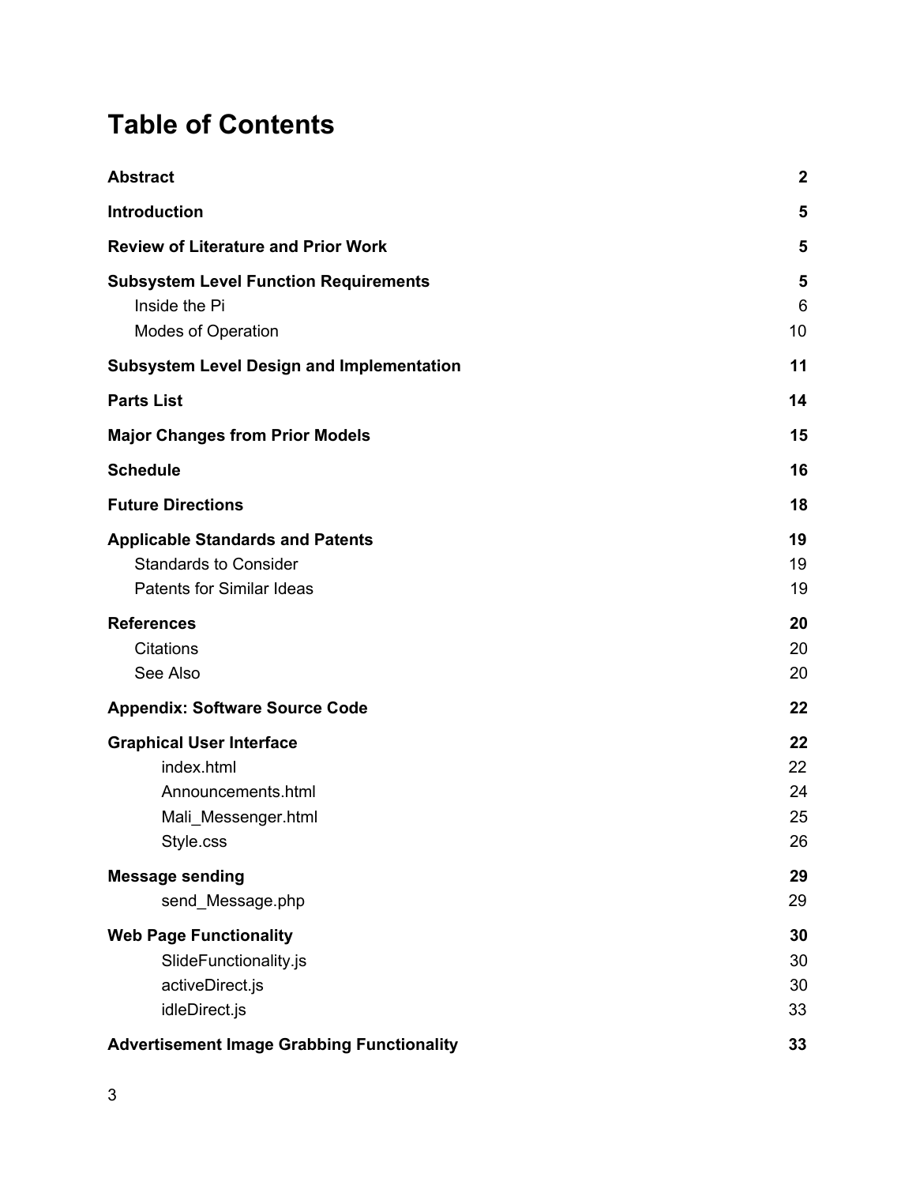# Table of Contents

| | |
|---|---|
| **Abstract** | **2** |
| **Introduction** | **5** |
| **Review of Literature and Prior Work** | **5** |
| **Subsystem Level Function Requirements** | **5** |
| Inside the Pi | 6 |
| Modes of Operation | 10 |
| **Subsystem Level Design and Implementation** | **11** |
| **Parts List** | **14** |
| **Major Changes from Prior Models** | **15** |
| **Schedule** | **16** |
| **Future Directions** | **18** |
| **Applicable Standards and Patents** | **19** |
| Standards to Consider | 19 |
| Patents for Similar Ideas | 19 |
| **References** | **20** |
| Citations | 20 |
| See Also | 20 |
| **Appendix: Software Source Code** | **22** |
| **Graphical User Interface** | **22** |
| index.html | 22 |
| Announcements.html | 24 |
| Mali_Messenger.html | 25 |
| Style.css | 26 |
| **Message sending** | **29** |
| send_Message.php | 29 |
| **Web Page Functionality** | **30** |
| SlideFunctionality.js | 30 |
| activeDirect.js | 30 |
| idleDirect.js | 33 |
| **Advertisement Image Grabbing Functionality** | **33** |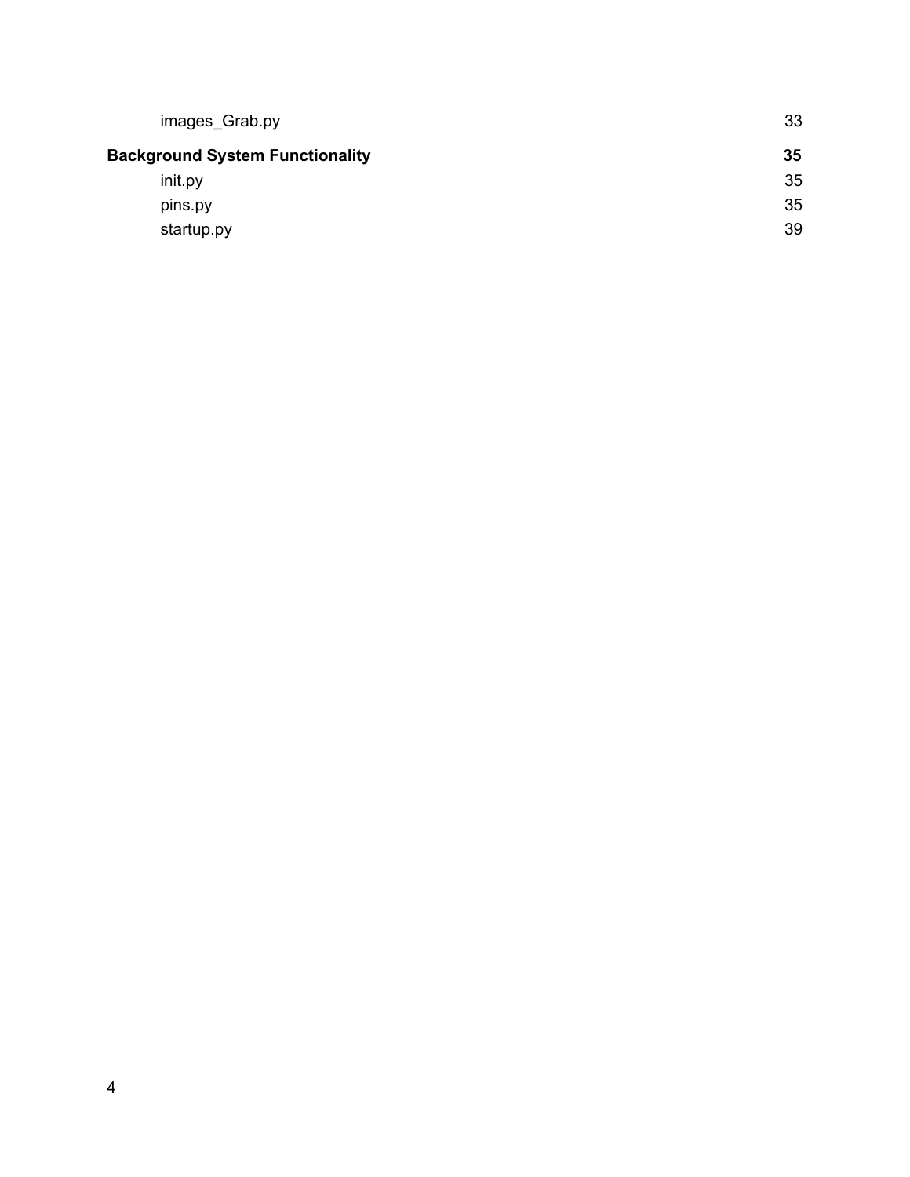images_Grab.py 33

**Background System Functionality 35**

init.py 35

pins.py 35

startup.py 39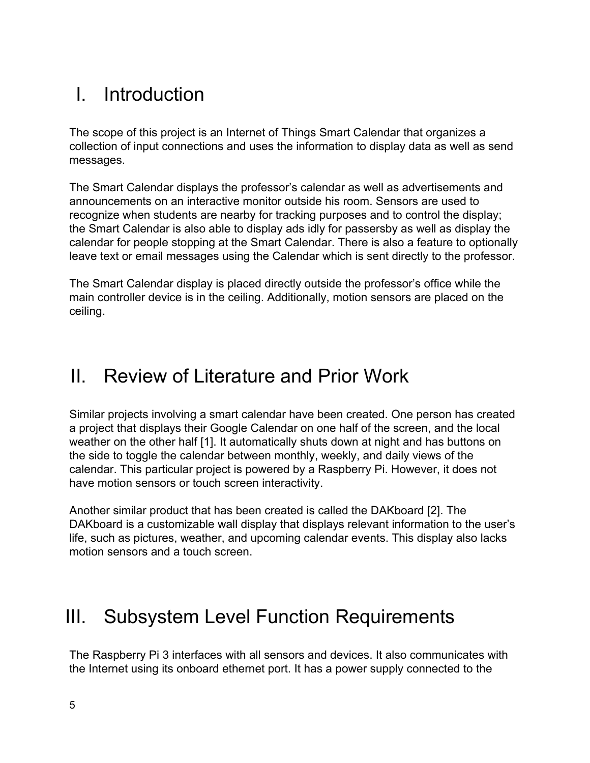# I. Introduction

The scope of this project is an Internet of Things Smart Calendar that organizes a collection of input connections and uses the information to display data as well as send messages.

The Smart Calendar displays the professor's calendar as well as advertisements and announcements on an interactive monitor outside his room. Sensors are used to recognize when students are nearby for tracking purposes and to control the display; the Smart Calendar is also able to display ads idly for passersby as well as display the calendar for people stopping at the Smart Calendar. There is also a feature to optionally leave text or email messages using the Calendar which is sent directly to the professor.

The Smart Calendar display is placed directly outside the professor's office while the main controller device is in the ceiling. Additionally, motion sensors are placed on the ceiling.

# II. Review of Literature and Prior Work

Similar projects involving a smart calendar have been created. One person has created a project that displays their Google Calendar on one half of the screen, and the local weather on the other half [1]. It automatically shuts down at night and has buttons on the side to toggle the calendar between monthly, weekly, and daily views of the calendar. This particular project is powered by a Raspberry Pi. However, it does not have motion sensors or touch screen interactivity.

Another similar product that has been created is called the DAKboard [2]. The DAKboard is a customizable wall display that displays relevant information to the user's life, such as pictures, weather, and upcoming calendar events. This display also lacks motion sensors and a touch screen.

# III. Subsystem Level Function Requirements

The Raspberry Pi 3 interfaces with all sensors and devices. It also communicates with the Internet using its onboard ethernet port. It has a power supply connected to the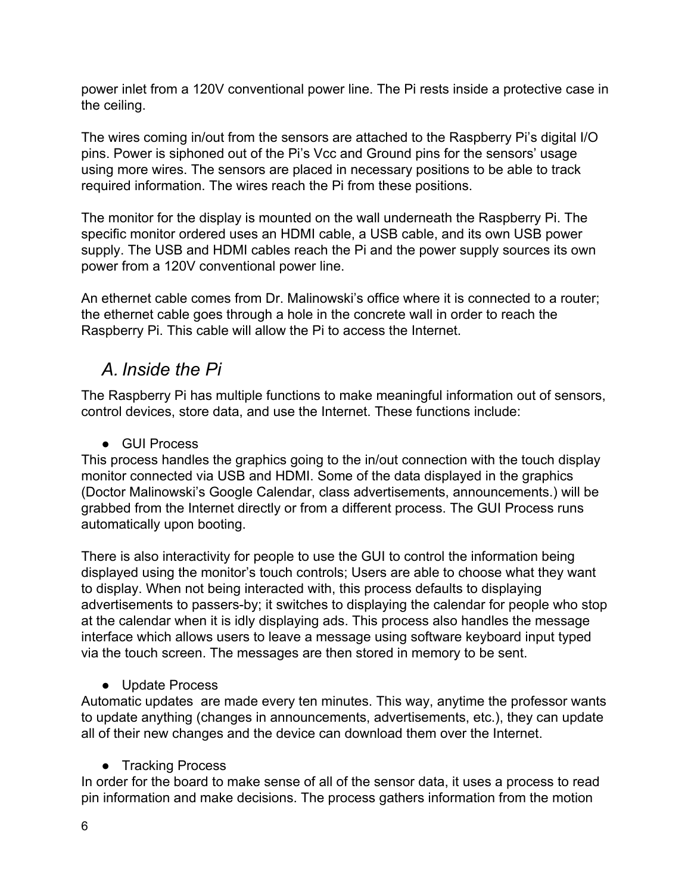power inlet from a 120V conventional power line. The Pi rests inside a protective case in the ceiling.

The wires coming in/out from the sensors are attached to the Raspberry Pi's digital I/O pins. Power is siphoned out of the Pi's Vcc and Ground pins for the sensors' usage using more wires. The sensors are placed in necessary positions to be able to track required information. The wires reach the Pi from these positions.

The monitor for the display is mounted on the wall underneath the Raspberry Pi. The specific monitor ordered uses an HDMI cable, a USB cable, and its own USB power supply. The USB and HDMI cables reach the Pi and the power supply sources its own power from a 120V conventional power line.

An ethernet cable comes from Dr. Malinowski's office where it is connected to a router; the ethernet cable goes through a hole in the concrete wall in order to reach the Raspberry Pi. This cable will allow the Pi to access the Internet.

## *A. Inside the Pi*

The Raspberry Pi has multiple functions to make meaningful information out of sensors, control devices, store data, and use the Internet. These functions include:

- GUI Process

This process handles the graphics going to the in/out connection with the touch display monitor connected via USB and HDMI. Some of the data displayed in the graphics (Doctor Malinowski's Google Calendar, class advertisements, announcements.) will be grabbed from the Internet directly or from a different process. The GUI Process runs automatically upon booting.

There is also interactivity for people to use the GUI to control the information being displayed using the monitor's touch controls; Users are able to choose what they want to display. When not being interacted with, this process defaults to displaying advertisements to passers-by; it switches to displaying the calendar for people who stop at the calendar when it is idly displaying ads. This process also handles the message interface which allows users to leave a message using software keyboard input typed via the touch screen. The messages are then stored in memory to be sent.

- Update Process

Automatic updates  are made every ten minutes. This way, anytime the professor wants to update anything (changes in announcements, advertisements, etc.), they can update all of their new changes and the device can download them over the Internet.

- Tracking Process

In order for the board to make sense of all of the sensor data, it uses a process to read pin information and make decisions. The process gathers information from the motion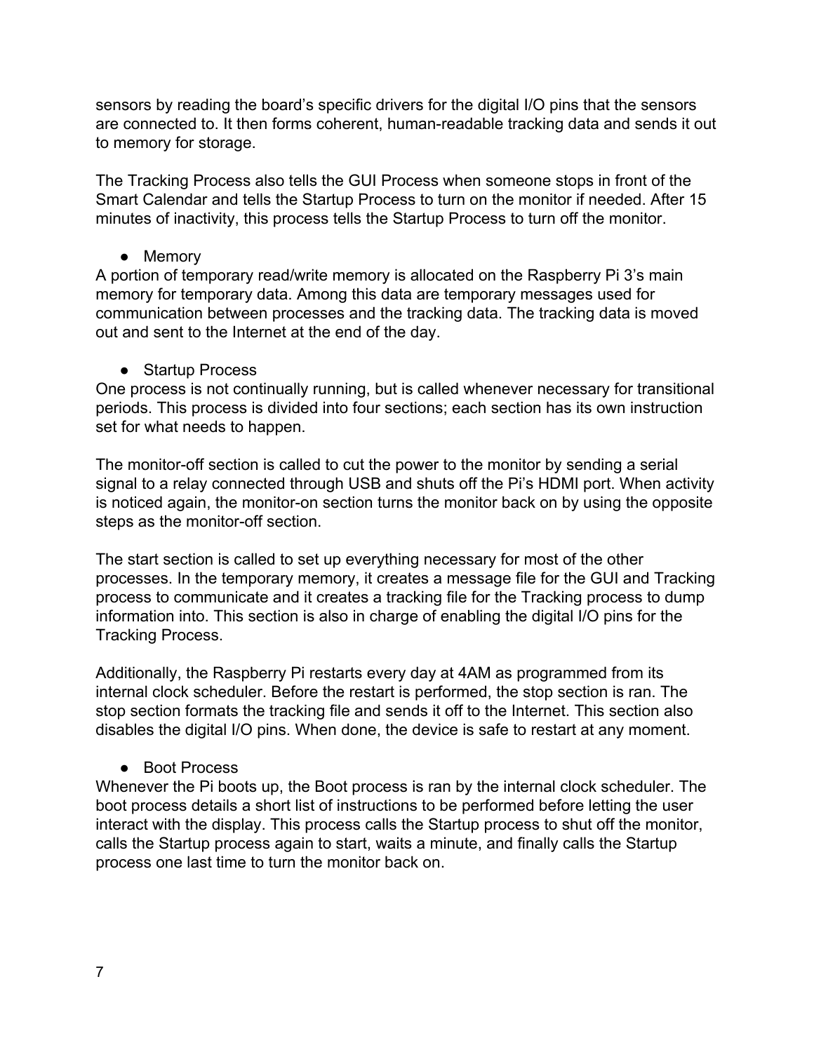sensors by reading the board's specific drivers for the digital I/O pins that the sensors are connected to. It then forms coherent, human-readable tracking data and sends it out to memory for storage.

The Tracking Process also tells the GUI Process when someone stops in front of the Smart Calendar and tells the Startup Process to turn on the monitor if needed. After 15 minutes of inactivity, this process tells the Startup Process to turn off the monitor.

- Memory

A portion of temporary read/write memory is allocated on the Raspberry Pi 3's main memory for temporary data. Among this data are temporary messages used for communication between processes and the tracking data. The tracking data is moved out and sent to the Internet at the end of the day.

- Startup Process

One process is not continually running, but is called whenever necessary for transitional periods. This process is divided into four sections; each section has its own instruction set for what needs to happen.

The monitor-off section is called to cut the power to the monitor by sending a serial signal to a relay connected through USB and shuts off the Pi's HDMI port. When activity is noticed again, the monitor-on section turns the monitor back on by using the opposite steps as the monitor-off section.

The start section is called to set up everything necessary for most of the other processes. In the temporary memory, it creates a message file for the GUI and Tracking process to communicate and it creates a tracking file for the Tracking process to dump information into. This section is also in charge of enabling the digital I/O pins for the Tracking Process.

Additionally, the Raspberry Pi restarts every day at 4AM as programmed from its internal clock scheduler. Before the restart is performed, the stop section is ran. The stop section formats the tracking file and sends it off to the Internet. This section also disables the digital I/O pins. When done, the device is safe to restart at any moment.

- Boot Process

Whenever the Pi boots up, the Boot process is ran by the internal clock scheduler. The boot process details a short list of instructions to be performed before letting the user interact with the display. This process calls the Startup process to shut off the monitor, calls the Startup process again to start, waits a minute, and finally calls the Startup process one last time to turn the monitor back on.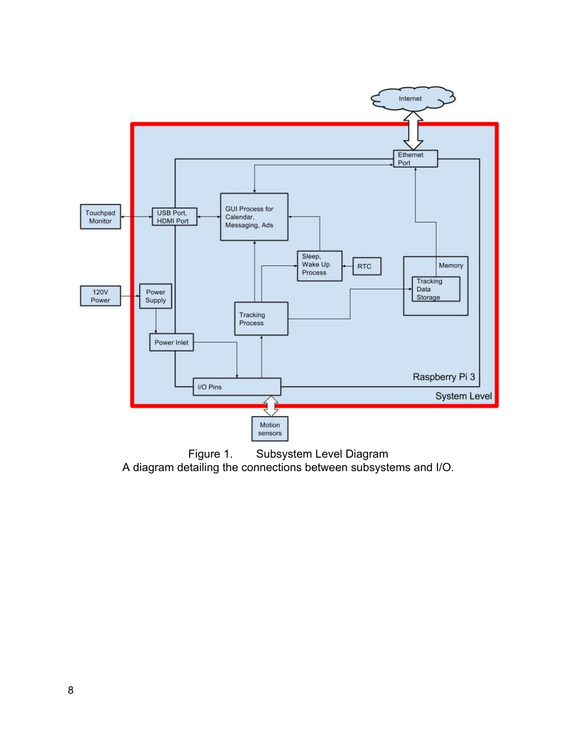Figure 1. Subsystem Level Diagram
A diagram detailing the connections between subsystems and I/O.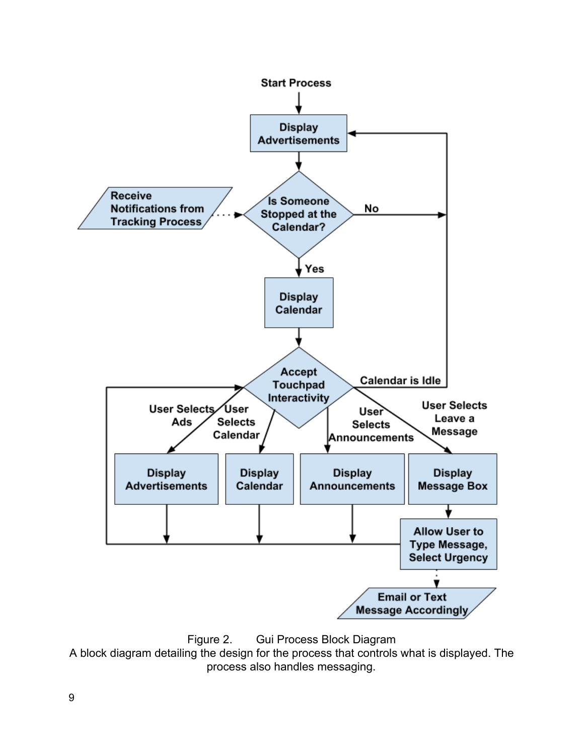Figure 2. Gui Process Block Diagram
A block diagram detailing the design for the process that controls what is displayed. The process also handles messaging.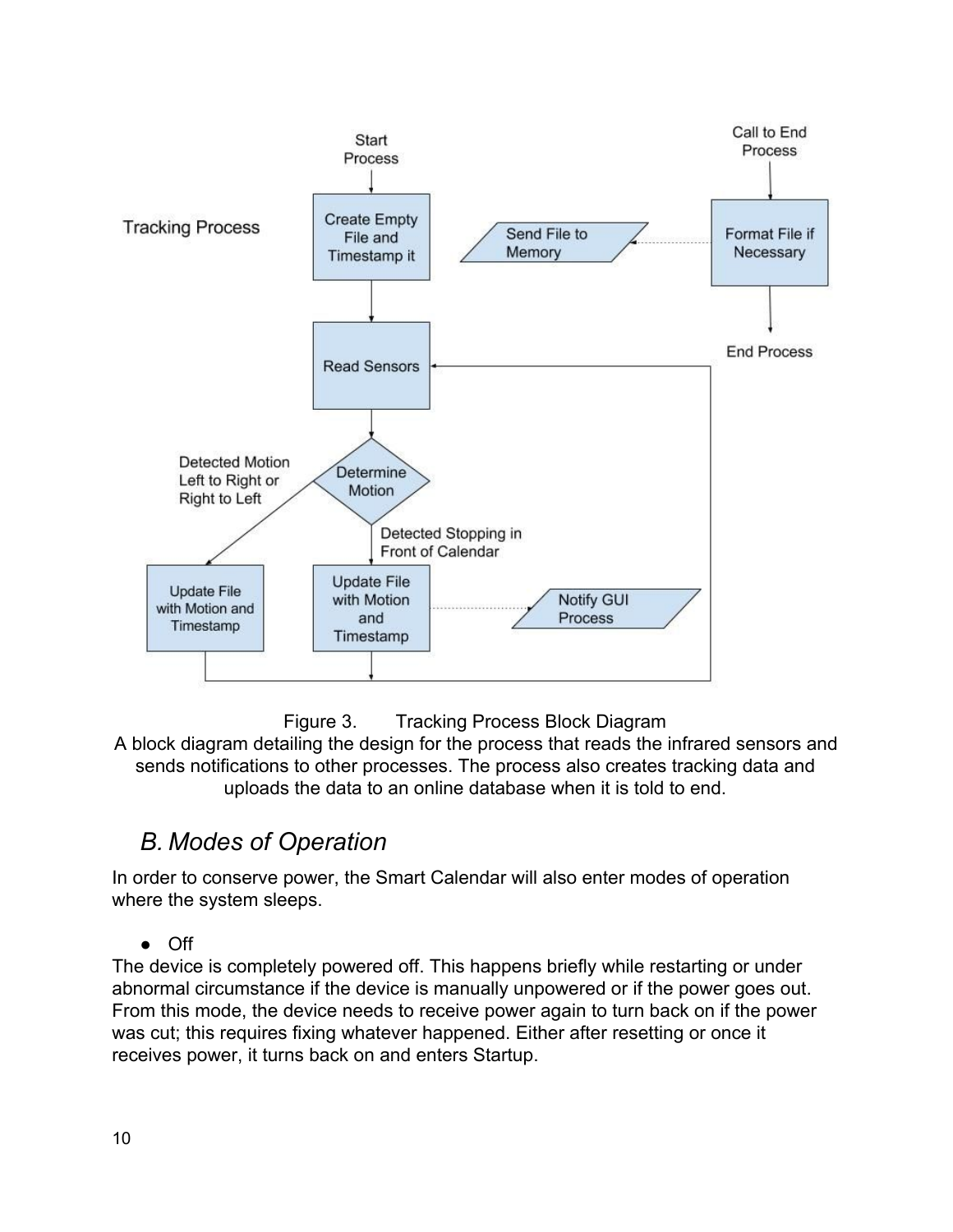Figure 3. Tracking Process Block Diagram

A block diagram detailing the design for the process that reads the infrared sensors and sends notifications to other processes. The process also creates tracking data and uploads the data to an online database when it is told to end.

## *B. Modes of Operation*

In order to conserve power, the Smart Calendar will also enter modes of operation where the system sleeps.

- Off

The device is completely powered off. This happens briefly while restarting or under abnormal circumstance if the device is manually unpowered or if the power goes out. From this mode, the device needs to receive power again to turn back on if the power was cut; this requires fixing whatever happened. Either after resetting or once it receives power, it turns back on and enters Startup.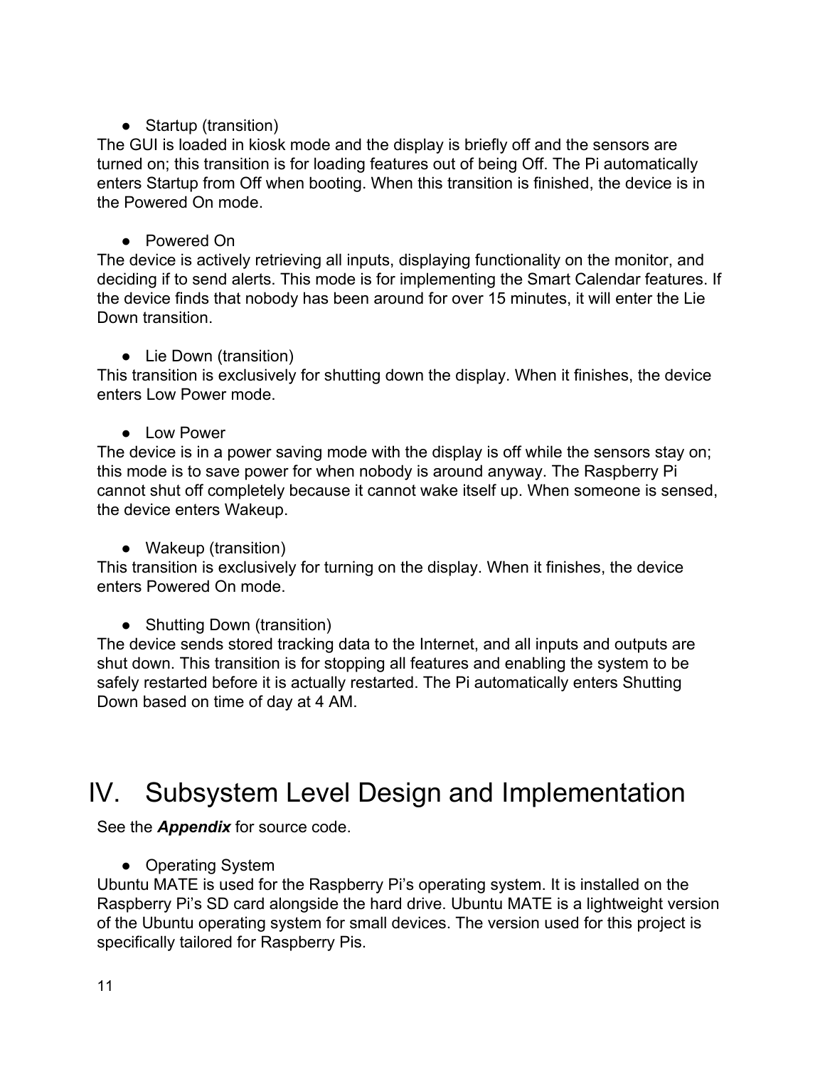- Startup (transition)

The GUI is loaded in kiosk mode and the display is briefly off and the sensors are turned on; this transition is for loading features out of being Off. The Pi automatically enters Startup from Off when booting. When this transition is finished, the device is in the Powered On mode.

- Powered On

The device is actively retrieving all inputs, displaying functionality on the monitor, and deciding if to send alerts. This mode is for implementing the Smart Calendar features. If the device finds that nobody has been around for over 15 minutes, it will enter the Lie Down transition.

- Lie Down (transition)

This transition is exclusively for shutting down the display. When it finishes, the device enters Low Power mode.

- Low Power

The device is in a power saving mode with the display is off while the sensors stay on; this mode is to save power for when nobody is around anyway. The Raspberry Pi cannot shut off completely because it cannot wake itself up. When someone is sensed, the device enters Wakeup.

- Wakeup (transition)

This transition is exclusively for turning on the display. When it finishes, the device enters Powered On mode.

- Shutting Down (transition)

The device sends stored tracking data to the Internet, and all inputs and outputs are shut down. This transition is for stopping all features and enabling the system to be safely restarted before it is actually restarted. The Pi automatically enters Shutting Down based on time of day at 4 AM.

# IV. Subsystem Level Design and Implementation

See the ***Appendix*** for source code.

- Operating System

Ubuntu MATE is used for the Raspberry Pi's operating system. It is installed on the Raspberry Pi's SD card alongside the hard drive. Ubuntu MATE is a lightweight version of the Ubuntu operating system for small devices. The version used for this project is specifically tailored for Raspberry Pis.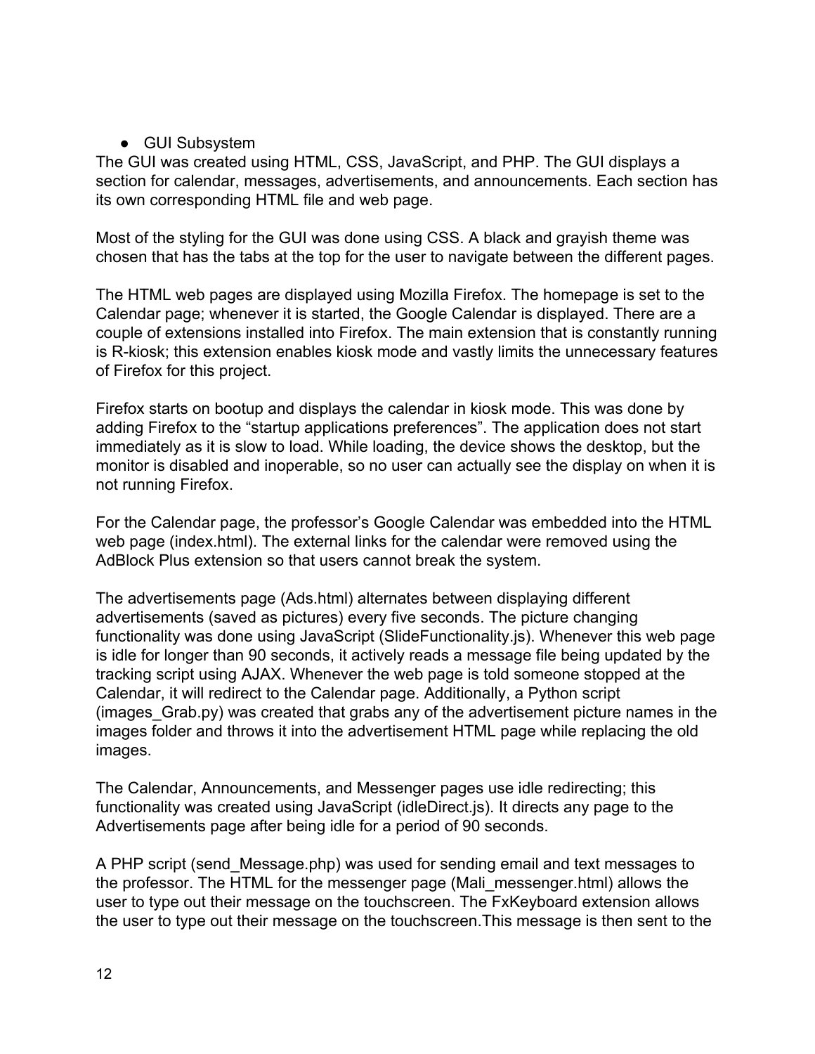- GUI Subsystem

The GUI was created using HTML, CSS, JavaScript, and PHP. The GUI displays a section for calendar, messages, advertisements, and announcements. Each section has its own corresponding HTML file and web page.

Most of the styling for the GUI was done using CSS. A black and grayish theme was chosen that has the tabs at the top for the user to navigate between the different pages.

The HTML web pages are displayed using Mozilla Firefox. The homepage is set to the Calendar page; whenever it is started, the Google Calendar is displayed. There are a couple of extensions installed into Firefox. The main extension that is constantly running is R-kiosk; this extension enables kiosk mode and vastly limits the unnecessary features of Firefox for this project.

Firefox starts on bootup and displays the calendar in kiosk mode. This was done by adding Firefox to the "startup applications preferences". The application does not start immediately as it is slow to load. While loading, the device shows the desktop, but the monitor is disabled and inoperable, so no user can actually see the display on when it is not running Firefox.

For the Calendar page, the professor's Google Calendar was embedded into the HTML web page (index.html). The external links for the calendar were removed using the AdBlock Plus extension so that users cannot break the system.

The advertisements page (Ads.html) alternates between displaying different advertisements (saved as pictures) every five seconds. The picture changing functionality was done using JavaScript (SlideFunctionality.js). Whenever this web page is idle for longer than 90 seconds, it actively reads a message file being updated by the tracking script using AJAX. Whenever the web page is told someone stopped at the Calendar, it will redirect to the Calendar page. Additionally, a Python script (images_Grab.py) was created that grabs any of the advertisement picture names in the images folder and throws it into the advertisement HTML page while replacing the old images.

The Calendar, Announcements, and Messenger pages use idle redirecting; this functionality was created using JavaScript (idleDirect.js). It directs any page to the Advertisements page after being idle for a period of 90 seconds.

A PHP script (send_Message.php) was used for sending email and text messages to the professor. The HTML for the messenger page (Mali_messenger.html) allows the user to type out their message on the touchscreen. The FxKeyboard extension allows the user to type out their message on the touchscreen.This message is then sent to the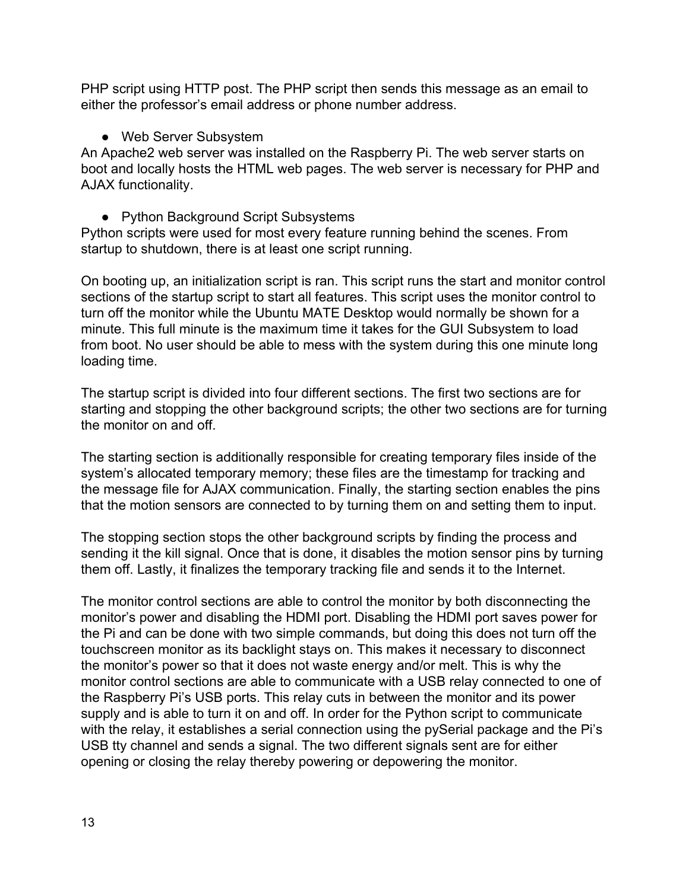PHP script using HTTP post. The PHP script then sends this message as an email to either the professor's email address or phone number address.

- Web Server Subsystem

An Apache2 web server was installed on the Raspberry Pi. The web server starts on boot and locally hosts the HTML web pages. The web server is necessary for PHP and AJAX functionality.

- Python Background Script Subsystems

Python scripts were used for most every feature running behind the scenes. From startup to shutdown, there is at least one script running.

On booting up, an initialization script is ran. This script runs the start and monitor control sections of the startup script to start all features. This script uses the monitor control to turn off the monitor while the Ubuntu MATE Desktop would normally be shown for a minute. This full minute is the maximum time it takes for the GUI Subsystem to load from boot. No user should be able to mess with the system during this one minute long loading time.

The startup script is divided into four different sections. The first two sections are for starting and stopping the other background scripts; the other two sections are for turning the monitor on and off.

The starting section is additionally responsible for creating temporary files inside of the system's allocated temporary memory; these files are the timestamp for tracking and the message file for AJAX communication. Finally, the starting section enables the pins that the motion sensors are connected to by turning them on and setting them to input.

The stopping section stops the other background scripts by finding the process and sending it the kill signal. Once that is done, it disables the motion sensor pins by turning them off. Lastly, it finalizes the temporary tracking file and sends it to the Internet.

The monitor control sections are able to control the monitor by both disconnecting the monitor's power and disabling the HDMI port. Disabling the HDMI port saves power for the Pi and can be done with two simple commands, but doing this does not turn off the touchscreen monitor as its backlight stays on. This makes it necessary to disconnect the monitor's power so that it does not waste energy and/or melt. This is why the monitor control sections are able to communicate with a USB relay connected to one of the Raspberry Pi's USB ports. This relay cuts in between the monitor and its power supply and is able to turn it on and off. In order for the Python script to communicate with the relay, it establishes a serial connection using the pySerial package and the Pi's USB tty channel and sends a signal. The two different signals sent are for either opening or closing the relay thereby powering or depowering the monitor.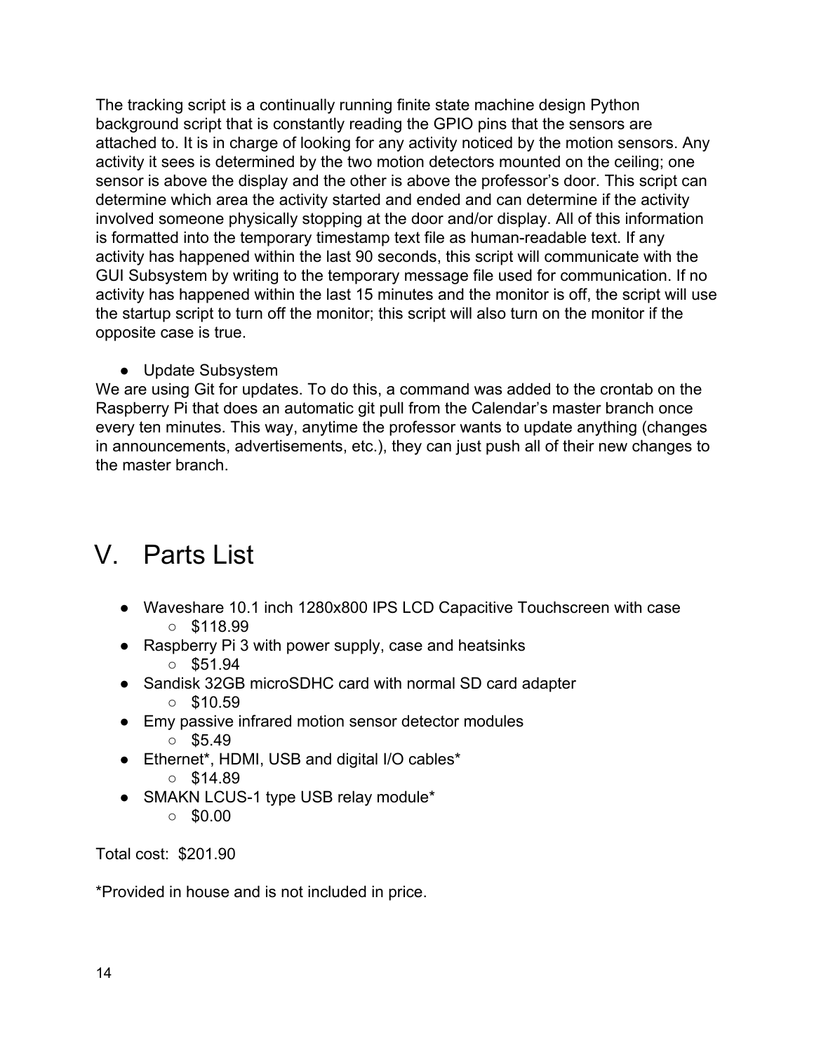The tracking script is a continually running finite state machine design Python background script that is constantly reading the GPIO pins that the sensors are attached to. It is in charge of looking for any activity noticed by the motion sensors. Any activity it sees is determined by the two motion detectors mounted on the ceiling; one sensor is above the display and the other is above the professor's door. This script can determine which area the activity started and ended and can determine if the activity involved someone physically stopping at the door and/or display. All of this information is formatted into the temporary timestamp text file as human-readable text. If any activity has happened within the last 90 seconds, this script will communicate with the GUI Subsystem by writing to the temporary message file used for communication. If no activity has happened within the last 15 minutes and the monitor is off, the script will use the startup script to turn off the monitor; this script will also turn on the monitor if the opposite case is true.

- Update Subsystem

We are using Git for updates. To do this, a command was added to the crontab on the Raspberry Pi that does an automatic git pull from the Calendar's master branch once every ten minutes. This way, anytime the professor wants to update anything (changes in announcements, advertisements, etc.), they can just push all of their new changes to the master branch.

# V. Parts List

- Waveshare 10.1 inch 1280x800 IPS LCD Capacitive Touchscreen with case
  - $118.99
- Raspberry Pi 3 with power supply, case and heatsinks
  - $51.94
- Sandisk 32GB microSDHC card with normal SD card adapter
  - $10.59
- Emy passive infrared motion sensor detector modules
  - $5.49
- Ethernet*, HDMI, USB and digital I/O cables*
  - $14.89
- SMAKN LCUS-1 type USB relay module*
  - $0.00

Total cost: $201.90

*Provided in house and is not included in price.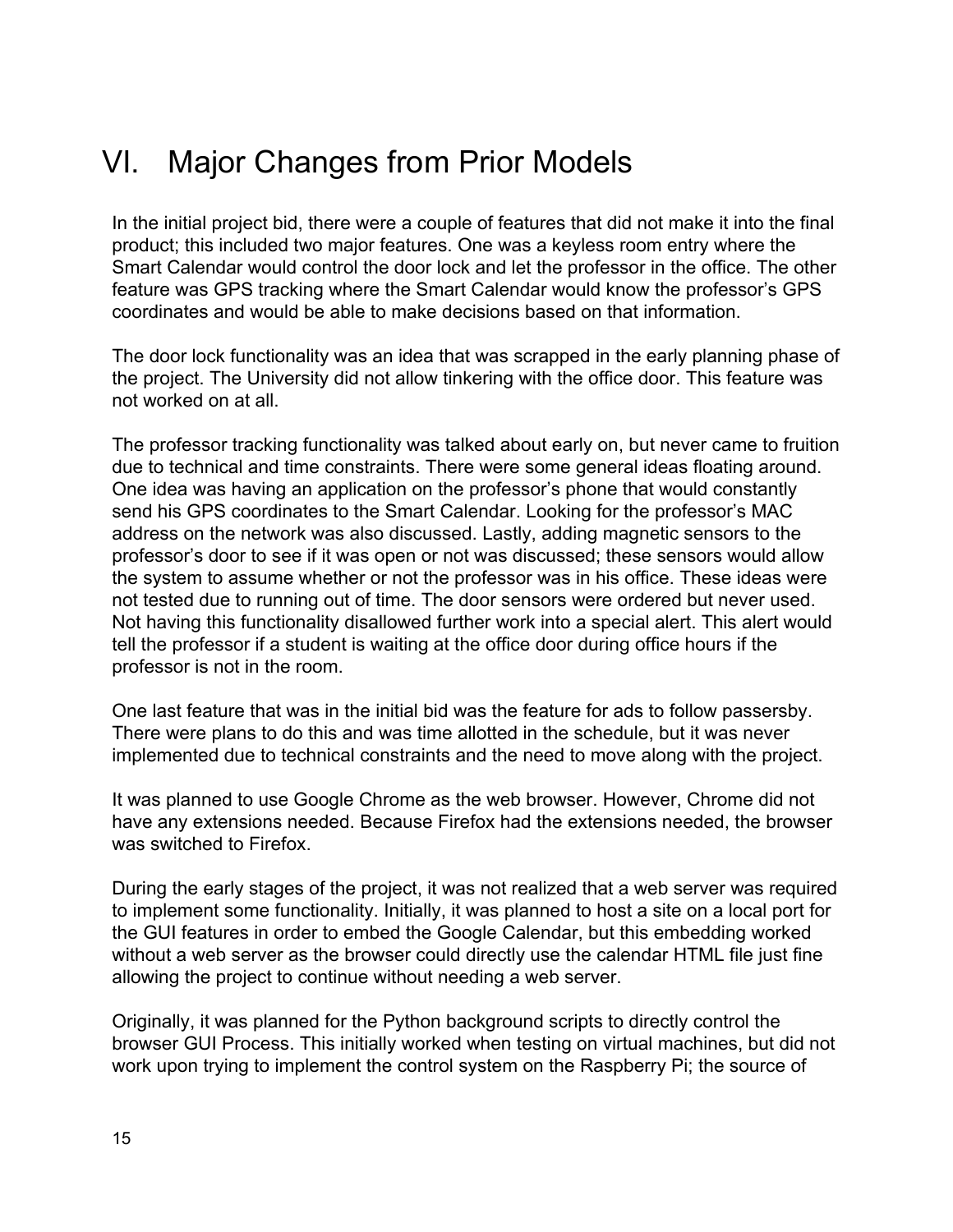# VI. Major Changes from Prior Models

In the initial project bid, there were a couple of features that did not make it into the final product; this included two major features. One was a keyless room entry where the Smart Calendar would control the door lock and let the professor in the office. The other feature was GPS tracking where the Smart Calendar would know the professor's GPS coordinates and would be able to make decisions based on that information.

The door lock functionality was an idea that was scrapped in the early planning phase of the project. The University did not allow tinkering with the office door. This feature was not worked on at all.

The professor tracking functionality was talked about early on, but never came to fruition due to technical and time constraints. There were some general ideas floating around. One idea was having an application on the professor's phone that would constantly send his GPS coordinates to the Smart Calendar. Looking for the professor's MAC address on the network was also discussed. Lastly, adding magnetic sensors to the professor's door to see if it was open or not was discussed; these sensors would allow the system to assume whether or not the professor was in his office. These ideas were not tested due to running out of time. The door sensors were ordered but never used. Not having this functionality disallowed further work into a special alert. This alert would tell the professor if a student is waiting at the office door during office hours if the professor is not in the room.

One last feature that was in the initial bid was the feature for ads to follow passersby. There were plans to do this and was time allotted in the schedule, but it was never implemented due to technical constraints and the need to move along with the project.

It was planned to use Google Chrome as the web browser. However, Chrome did not have any extensions needed. Because Firefox had the extensions needed, the browser was switched to Firefox.

During the early stages of the project, it was not realized that a web server was required to implement some functionality. Initially, it was planned to host a site on a local port for the GUI features in order to embed the Google Calendar, but this embedding worked without a web server as the browser could directly use the calendar HTML file just fine allowing the project to continue without needing a web server.

Originally, it was planned for the Python background scripts to directly control the browser GUI Process. This initially worked when testing on virtual machines, but did not work upon trying to implement the control system on the Raspberry Pi; the source of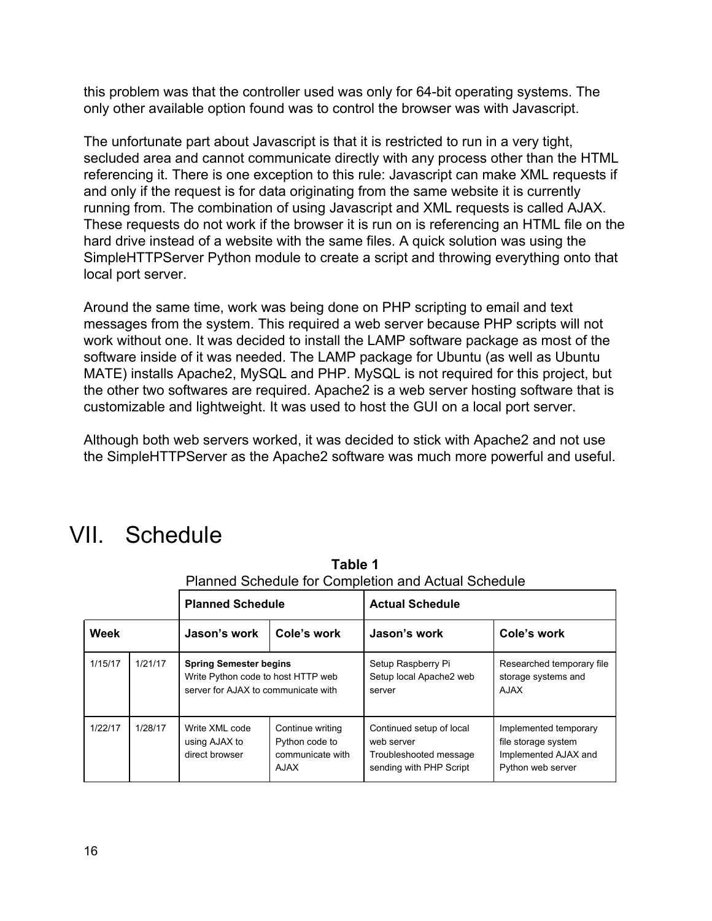this problem was that the controller used was only for 64-bit operating systems. The only other available option found was to control the browser was with Javascript.

The unfortunate part about Javascript is that it is restricted to run in a very tight, secluded area and cannot communicate directly with any process other than the HTML referencing it. There is one exception to this rule: Javascript can make XML requests if and only if the request is for data originating from the same website it is currently running from. The combination of using Javascript and XML requests is called AJAX. These requests do not work if the browser it is run on is referencing an HTML file on the hard drive instead of a website with the same files. A quick solution was using the SimpleHTTPServer Python module to create a script and throwing everything onto that local port server.

Around the same time, work was being done on PHP scripting to email and text messages from the system. This required a web server because PHP scripts will not work without one. It was decided to install the LAMP software package as most of the software inside of it was needed. The LAMP package for Ubuntu (as well as Ubuntu MATE) installs Apache2, MySQL and PHP. MySQL is not required for this project, but the other two softwares are required. Apache2 is a web server hosting software that is customizable and lightweight. It was used to host the GUI on a local port server.

Although both web servers worked, it was decided to stick with Apache2 and not use the SimpleHTTPServer as the Apache2 software was much more powerful and useful.

# VII. Schedule

**Table 1**

Planned Schedule for Completion and Actual Schedule

| | | **Planned Schedule** | | **Actual Schedule** | |
|---|---|---|---|---|---|
| **Week** | | **Jason's work** | **Cole's work** | **Jason's work** | **Cole's work** |
| 1/15/17 | 1/21/17 | **Spring Semester begins** Write Python code to host HTTP web server for AJAX to communicate with | | Setup Raspberry Pi Setup local Apache2 web server | Researched temporary file storage systems and AJAX |
| 1/22/17 | 1/28/17 | Write XML code using AJAX to direct browser | Continue writing Python code to communicate with AJAX | Continued setup of local web server Troubleshooted message sending with PHP Script | Implemented temporary file storage system Implemented AJAX and Python web server |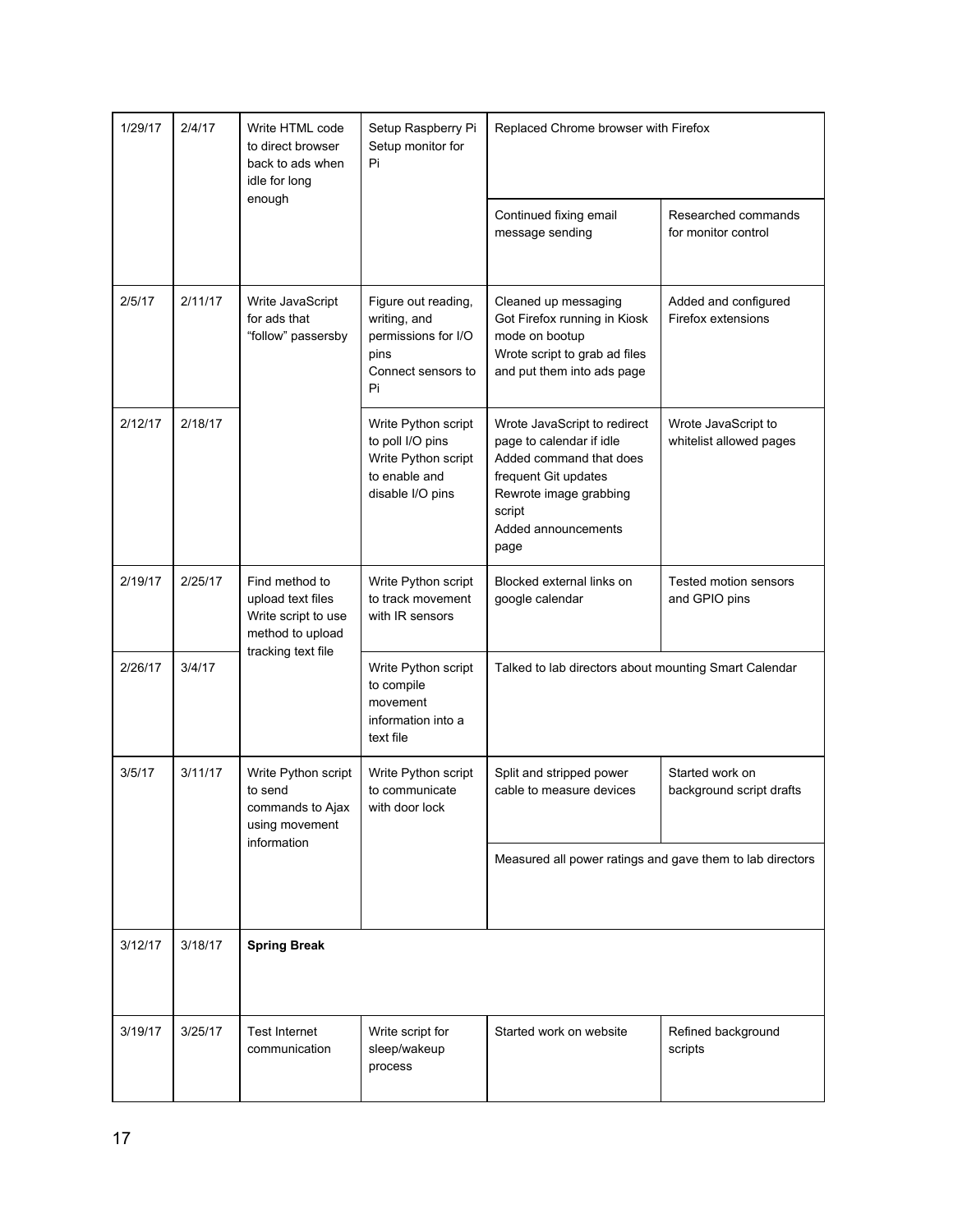| | | | | | |
|---|---|---|---|---|---|
| 1/29/17 | 2/4/17 | Write HTML code to direct browser back to ads when idle for long enough | Setup Raspberry Pi<br>Setup monitor for Pi | Replaced Chrome browser with Firefox | |
| | | | | Continued fixing email message sending | Researched commands for monitor control |
| 2/5/17 | 2/11/17 | Write JavaScript for ads that "follow" passersby | Figure out reading, writing, and permissions for I/O pins<br>Connect sensors to Pi | Cleaned up messaging<br>Got Firefox running in Kiosk mode on bootup<br>Wrote script to grab ad files and put them into ads page | Added and configured Firefox extensions |
| 2/12/17 | 2/18/17 | | Write Python script to poll I/O pins<br>Write Python script to enable and disable I/O pins | Wrote JavaScript to redirect page to calendar if idle<br>Added command that does frequent Git updates<br>Rewrote image grabbing script<br>Added announcements page | Wrote JavaScript to whitelist allowed pages |
| 2/19/17 | 2/25/17 | Find method to upload text files<br>Write script to use method to upload tracking text file | Write Python script to track movement with IR sensors | Blocked external links on google calendar | Tested motion sensors and GPIO pins |
| 2/26/17 | 3/4/17 | | Write Python script to compile movement information into a text file | Talked to lab directors about mounting Smart Calendar | |
| 3/5/17 | 3/11/17 | Write Python script to send commands to Ajax using movement information | Write Python script to communicate with door lock | Split and stripped power cable to measure devices | Started work on background script drafts |
| | | | | Measured all power ratings and gave them to lab directors | |
| 3/12/17 | 3/18/17 | **Spring Break** | | | |
| 3/19/17 | 3/25/17 | Test Internet communication | Write script for sleep/wakeup process | Started work on website | Refined background scripts |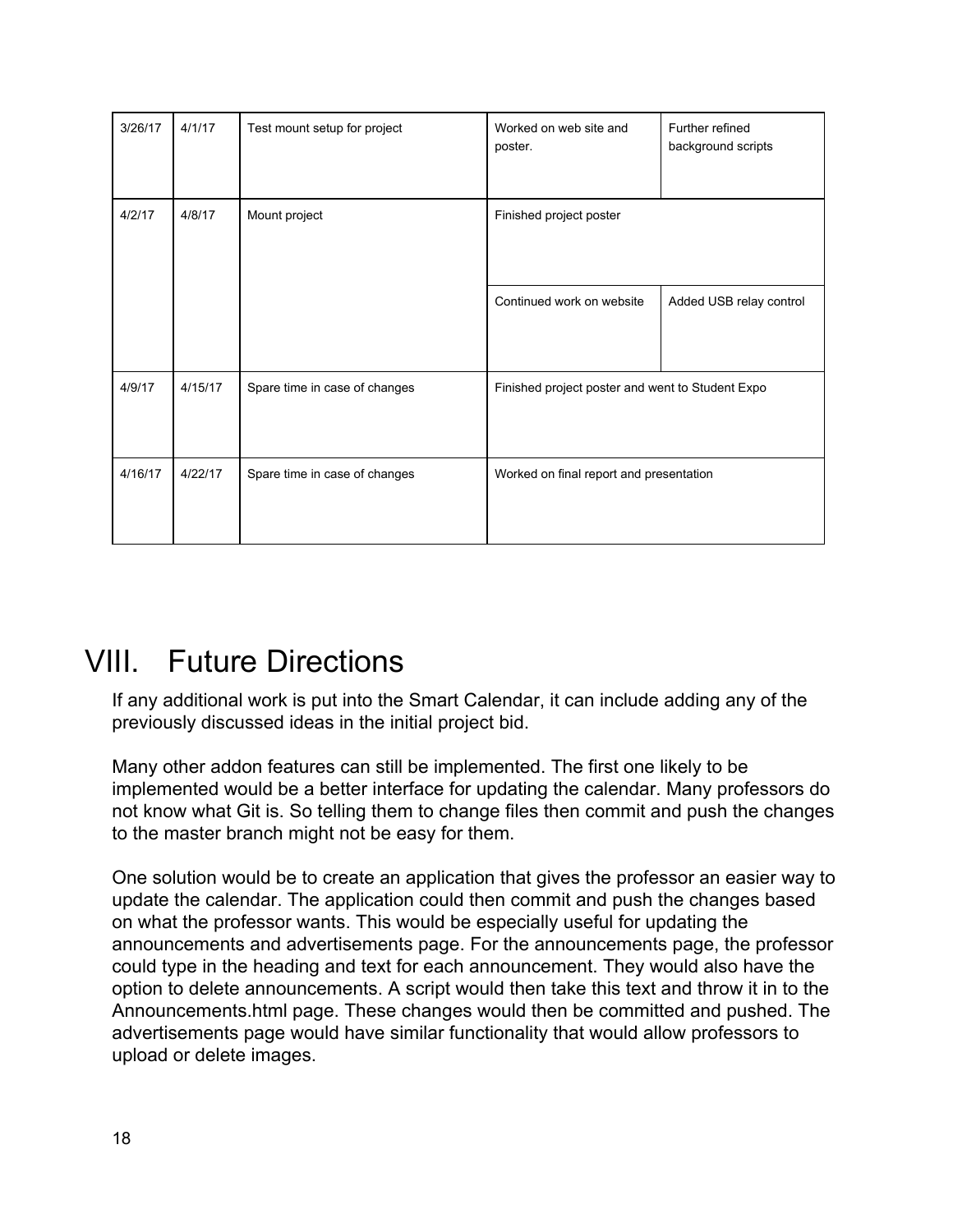| | | | | |
|---|---|---|---|---|
| 3/26/17 | 4/1/17 | Test mount setup for project | Worked on web site and poster. | Further refined background scripts |
| 4/2/17 | 4/8/17 | Mount project | Finished project poster | |
| | | | Continued work on website | Added USB relay control |
| 4/9/17 | 4/15/17 | Spare time in case of changes | Finished project poster and went to Student Expo | |
| 4/16/17 | 4/22/17 | Spare time in case of changes | Worked on final report and presentation | |

# VIII. Future Directions

If any additional work is put into the Smart Calendar, it can include adding any of the previously discussed ideas in the initial project bid.

Many other addon features can still be implemented. The first one likely to be implemented would be a better interface for updating the calendar. Many professors do not know what Git is. So telling them to change files then commit and push the changes to the master branch might not be easy for them.

One solution would be to create an application that gives the professor an easier way to update the calendar. The application could then commit and push the changes based on what the professor wants. This would be especially useful for updating the announcements and advertisements page. For the announcements page, the professor could type in the heading and text for each announcement. They would also have the option to delete announcements. A script would then take this text and throw it in to the Announcements.html page. These changes would then be committed and pushed. The advertisements page would have similar functionality that would allow professors to upload or delete images.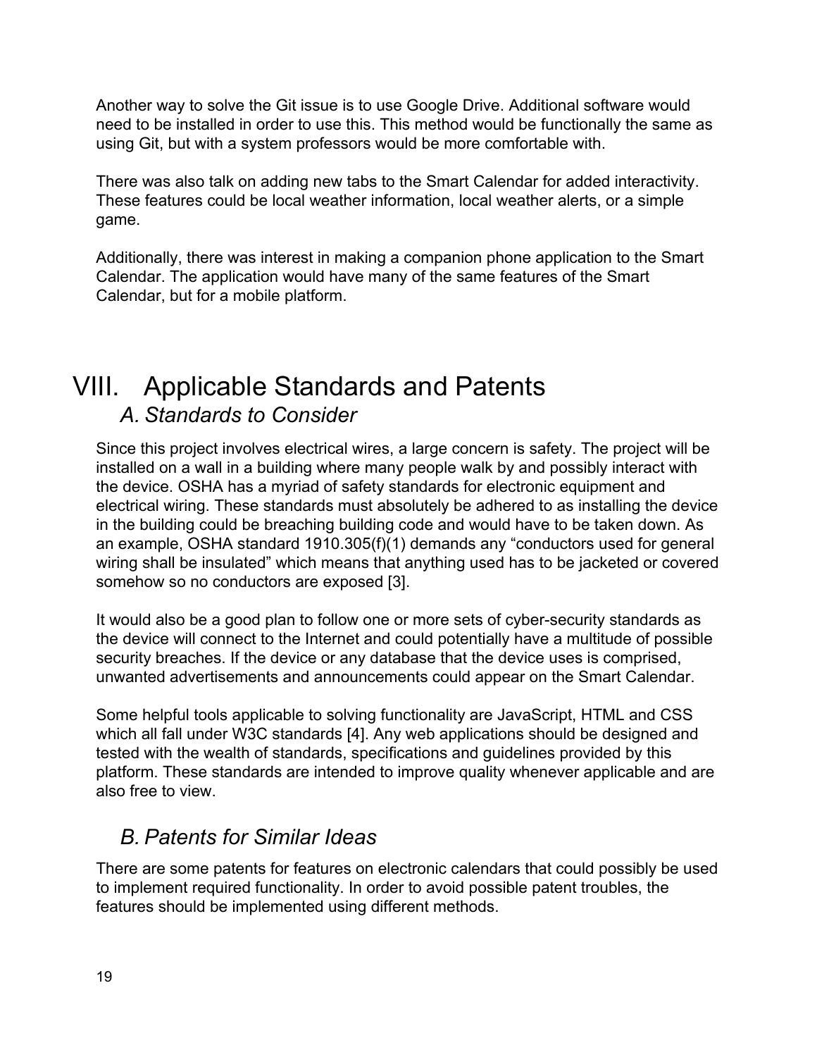Another way to solve the Git issue is to use Google Drive. Additional software would need to be installed in order to use this. This method would be functionally the same as using Git, but with a system professors would be more comfortable with.

There was also talk on adding new tabs to the Smart Calendar for added interactivity. These features could be local weather information, local weather alerts, or a simple game.

Additionally, there was interest in making a companion phone application to the Smart Calendar. The application would have many of the same features of the Smart Calendar, but for a mobile platform.

# VIII. Applicable Standards and Patents

## *A. Standards to Consider*

Since this project involves electrical wires, a large concern is safety. The project will be installed on a wall in a building where many people walk by and possibly interact with the device. OSHA has a myriad of safety standards for electronic equipment and electrical wiring. These standards must absolutely be adhered to as installing the device in the building could be breaching building code and would have to be taken down. As an example, OSHA standard 1910.305(f)(1) demands any "conductors used for general wiring shall be insulated" which means that anything used has to be jacketed or covered somehow so no conductors are exposed [3].

It would also be a good plan to follow one or more sets of cyber-security standards as the device will connect to the Internet and could potentially have a multitude of possible security breaches. If the device or any database that the device uses is comprised, unwanted advertisements and announcements could appear on the Smart Calendar.

Some helpful tools applicable to solving functionality are JavaScript, HTML and CSS which all fall under W3C standards [4]. Any web applications should be designed and tested with the wealth of standards, specifications and guidelines provided by this platform. These standards are intended to improve quality whenever applicable and are also free to view.

## *B. Patents for Similar Ideas*

There are some patents for features on electronic calendars that could possibly be used to implement required functionality. In order to avoid possible patent troubles, the features should be implemented using different methods.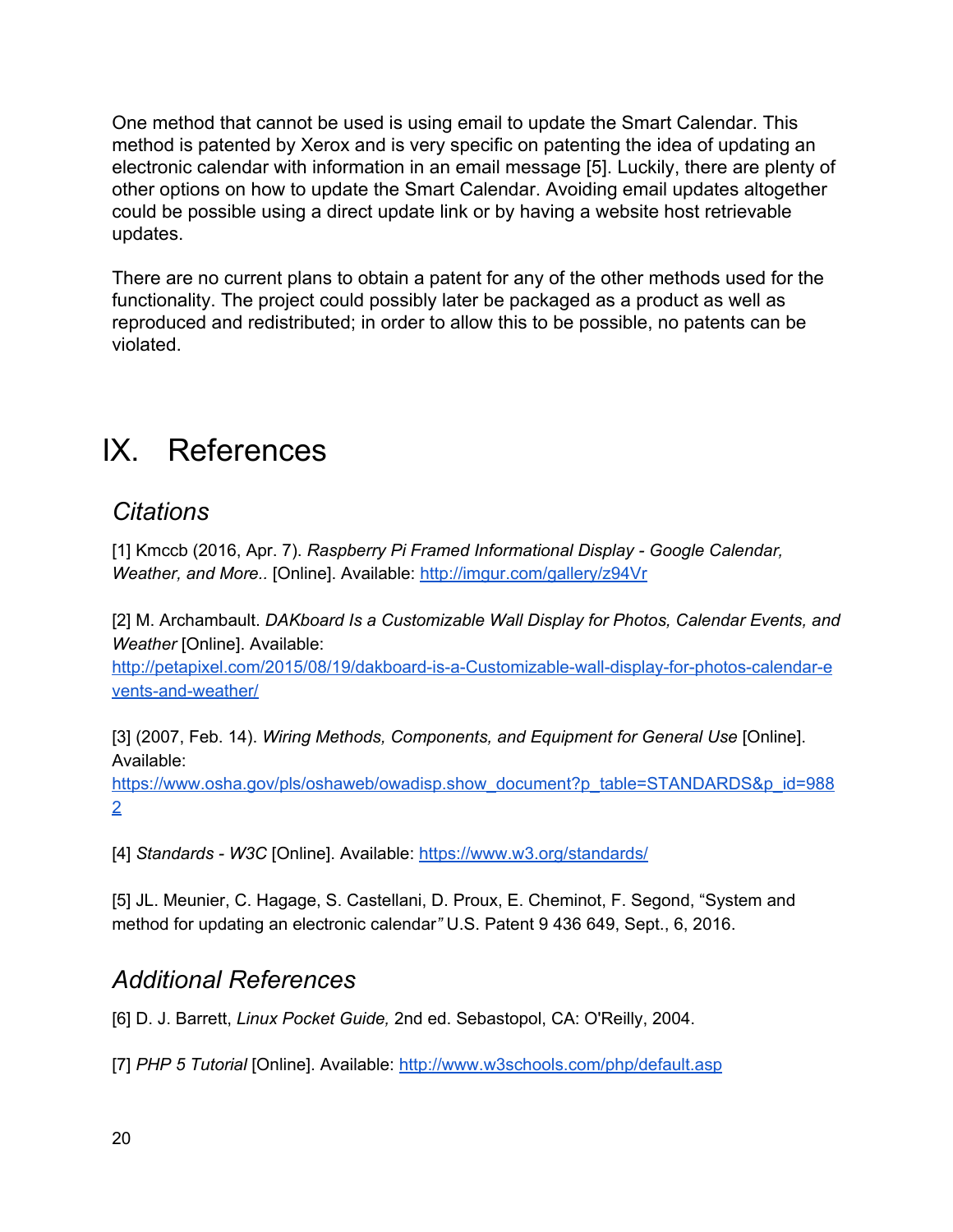One method that cannot be used is using email to update the Smart Calendar. This method is patented by Xerox and is very specific on patenting the idea of updating an electronic calendar with information in an email message [5]. Luckily, there are plenty of other options on how to update the Smart Calendar. Avoiding email updates altogether could be possible using a direct update link or by having a website host retrievable updates.

There are no current plans to obtain a patent for any of the other methods used for the functionality. The project could possibly later be packaged as a product as well as reproduced and redistributed; in order to allow this to be possible, no patents can be violated.

# IX. References

## *Citations*

[1] Kmccb (2016, Apr. 7). *Raspberry Pi Framed Informational Display - Google Calendar, Weather, and More..* [Online]. Available: http://imgur.com/gallery/z94Vr

[2] M. Archambault. *DAKboard Is a Customizable Wall Display for Photos, Calendar Events, and Weather* [Online]. Available: http://petapixel.com/2015/08/19/dakboard-is-a-Customizable-wall-display-for-photos-calendar-events-and-weather/

[3] (2007, Feb. 14). *Wiring Methods, Components, and Equipment for General Use* [Online]. Available: https://www.osha.gov/pls/oshaweb/owadisp.show_document?p_table=STANDARDS&p_id=9882

[4] *Standards - W3C* [Online]. Available: https://www.w3.org/standards/

[5] JL. Meunier, C. Hagage, S. Castellani, D. Proux, E. Cheminot, F. Segond, "System and method for updating an electronic calendar*"* U.S. Patent 9 436 649, Sept., 6, 2016.

## *Additional References*

[6] D. J. Barrett, *Linux Pocket Guide,* 2nd ed. Sebastopol, CA: O'Reilly, 2004.

[7] *PHP 5 Tutorial* [Online]. Available: http://www.w3schools.com/php/default.asp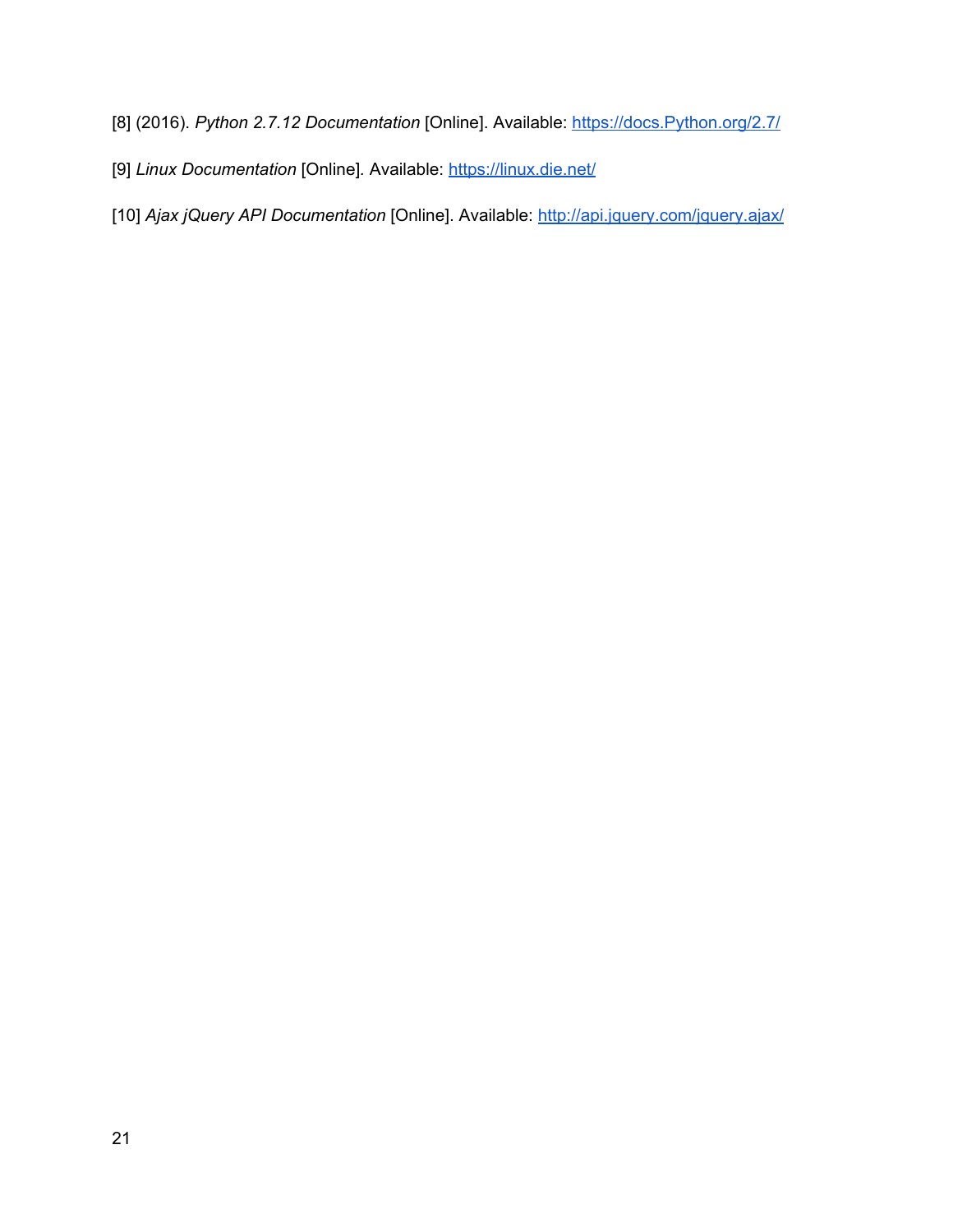[8] (2016). *Python 2.7.12 Documentation* [Online]. Available: https://docs.Python.org/2.7/

[9] *Linux Documentation* [Online]. Available: https://linux.die.net/

[10] *Ajax jQuery API Documentation* [Online]. Available: http://api.jquery.com/jquery.ajax/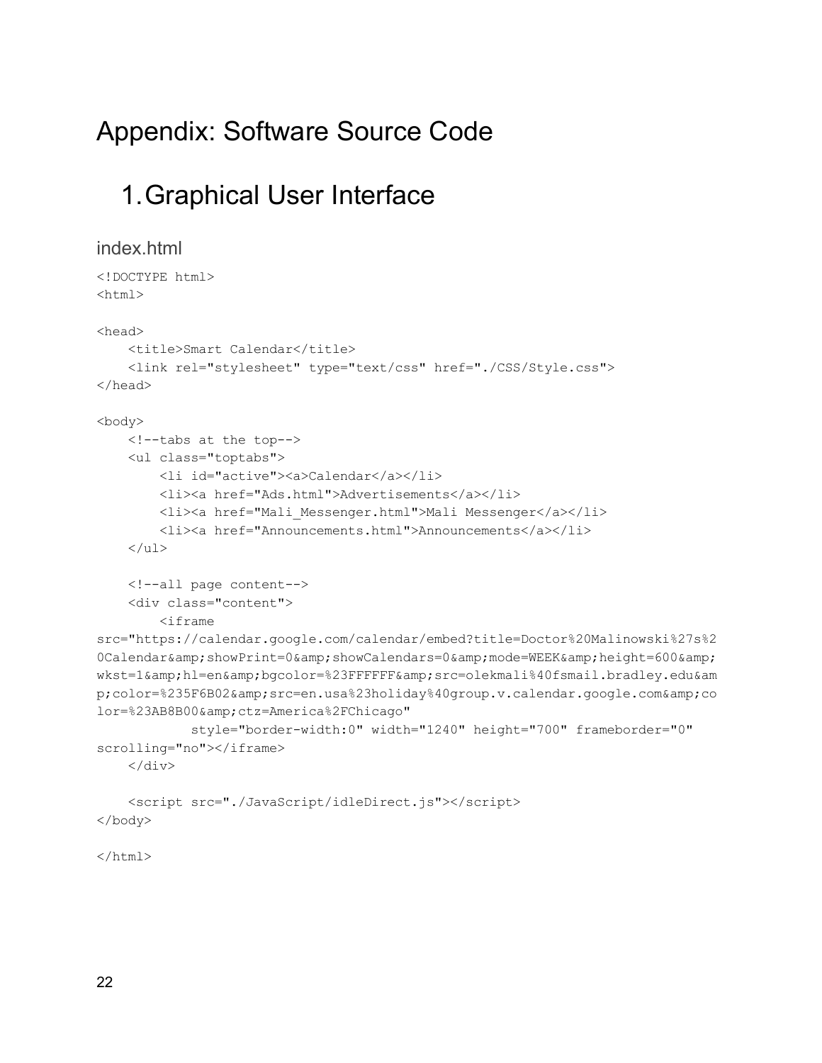# Appendix: Software Source Code

## 1. Graphical User Interface

### index.html

```
<!DOCTYPE html>
<html>

<head>
    <title>Smart Calendar</title>
    <link rel="stylesheet" type="text/css" href="./CSS/Style.css">
</head>

<body>
    <!--tabs at the top-->
    <ul class="toptabs">
        <li id="active"><a>Calendar</a></li>
        <li><a href="Ads.html">Advertisements</a></li>
        <li><a href="Mali_Messenger.html">Mali Messenger</a></li>
        <li><a href="Announcements.html">Announcements</a></li>
    </ul>

    <!--all page content-->
    <div class="content">
        <iframe
src="https://calendar.google.com/calendar/embed?title=Doctor%20Malinowski%27s%20Calendar&amp;showPrint=0&amp;showCalendars=0&amp;mode=WEEK&amp;height=600&amp;wkst=1&amp;hl=en&amp;bgcolor=%23FFFFFF&amp;src=olekmali%40fsmail.bradley.edu&amp;color=%235F6B02&amp;src=en.usa%23holiday%40group.v.calendar.google.com&amp;color=%23AB8B00&amp;ctz=America%2FChicago"
            style="border-width:0" width="1240" height="700" frameborder="0"
scrolling="no"></iframe>
    </div>

    <script src="./JavaScript/idleDirect.js"></script>
</body>

</html>
```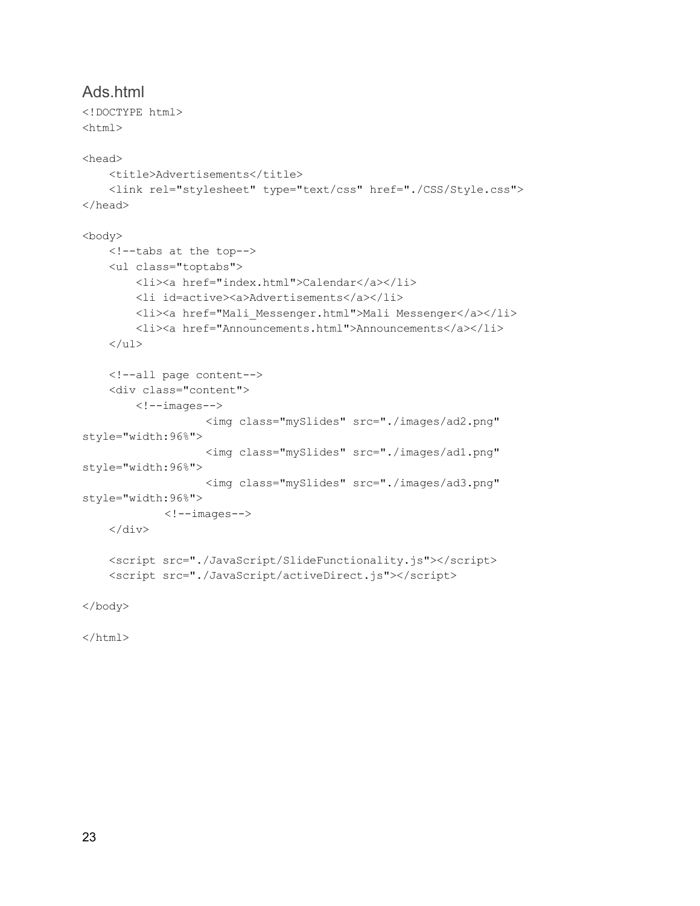## Ads.html

```
<!DOCTYPE html>
<html>

<head>
    <title>Advertisements</title>
    <link rel="stylesheet" type="text/css" href="./CSS/Style.css">
</head>

<body>
    <!--tabs at the top-->
    <ul class="toptabs">
        <li><a href="index.html">Calendar</a></li>
        <li id=active><a>Advertisements</a></li>
        <li><a href="Mali_Messenger.html">Mali Messenger</a></li>
        <li><a href="Announcements.html">Announcements</a></li>
    </ul>

    <!--all page content-->
    <div class="content">
        <!--images-->
                  <img class="mySlides" src="./images/ad2.png"
style="width:96%">
                  <img class="mySlides" src="./images/ad1.png"
style="width:96%">
                  <img class="mySlides" src="./images/ad3.png"
style="width:96%">
            <!--images-->
    </div>

    <script src="./JavaScript/SlideFunctionality.js"></script>
    <script src="./JavaScript/activeDirect.js"></script>

</body>

</html>
```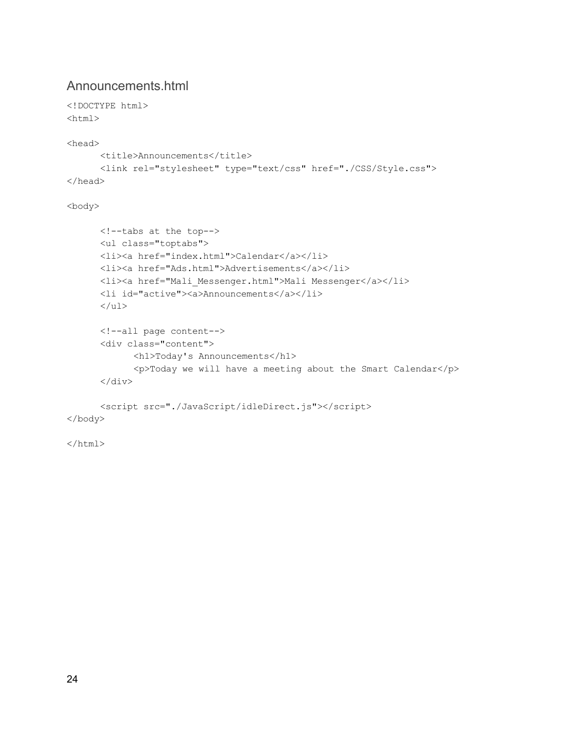## Announcements.html

```
<!DOCTYPE html>
<html>

<head>
      <title>Announcements</title>
      <link rel="stylesheet" type="text/css" href="./CSS/Style.css">
</head>

<body>

      <!--tabs at the top-->
      <ul class="toptabs">
      <li><a href="index.html">Calendar</a></li>
      <li><a href="Ads.html">Advertisements</a></li>
      <li><a href="Mali_Messenger.html">Mali Messenger</a></li>
      <li id="active"><a>Announcements</a></li>
      </ul>

      <!--all page content-->
      <div class="content">
            <h1>Today's Announcements</h1>
            <p>Today we will have a meeting about the Smart Calendar</p>
      </div>

      <script src="./JavaScript/idleDirect.js"></script>
</body>

</html>
```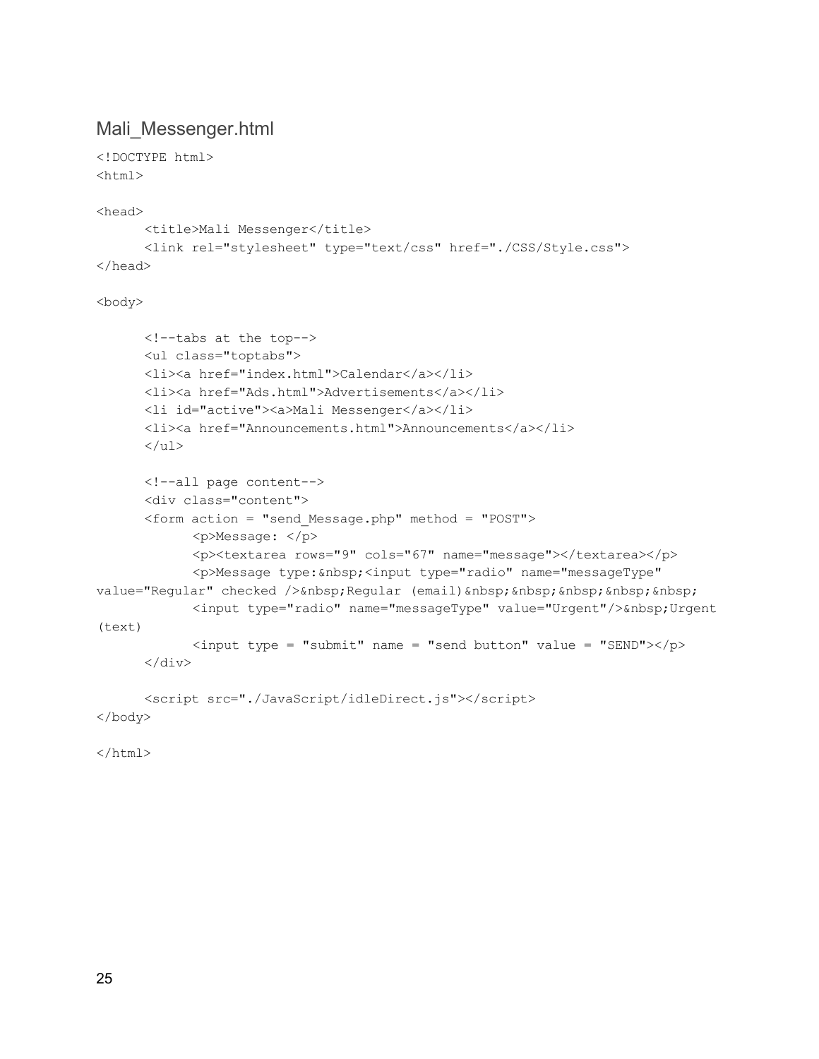## Mali_Messenger.html

```
<!DOCTYPE html>
<html>

<head>
      <title>Mali Messenger</title>
      <link rel="stylesheet" type="text/css" href="./CSS/Style.css">
</head>

<body>

      <!--tabs at the top-->
      <ul class="toptabs">
      <li><a href="index.html">Calendar</a></li>
      <li><a href="Ads.html">Advertisements</a></li>
      <li id="active"><a>Mali Messenger</a></li>
      <li><a href="Announcements.html">Announcements</a></li>
      </ul>

      <!--all page content-->
      <div class="content">
      <form action = "send_Message.php" method = "POST">
            <p>Message: </p>
            <p><textarea rows="9" cols="67" name="message"></textarea></p>
            <p>Message type:&nbsp;<input type="radio" name="messageType"
value="Regular" checked />&nbsp;Regular (email)&nbsp;&nbsp;&nbsp;&nbsp;&nbsp;
            <input type="radio" name="messageType" value="Urgent"/>&nbsp;Urgent
(text)
            <input type = "submit" name = "send button" value = "SEND"></p>
      </div>

      <script src="./JavaScript/idleDirect.js"></script>
</body>

</html>
```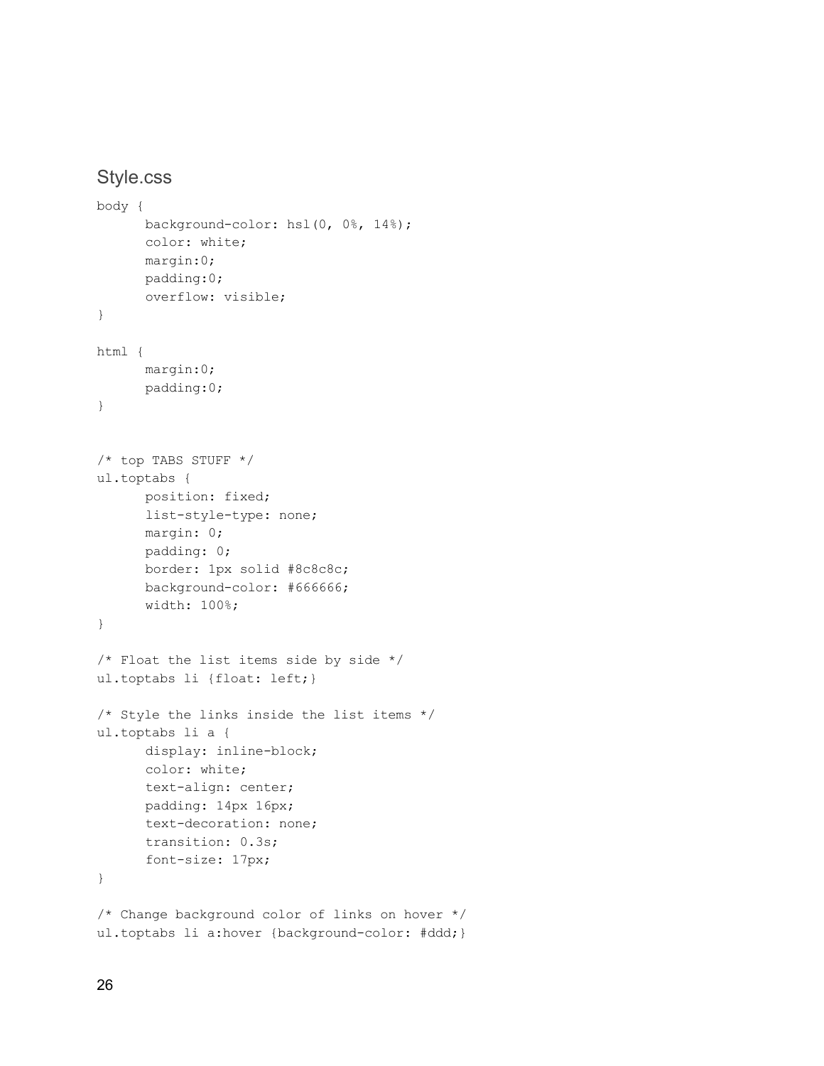## Style.css

```
body {
      background-color: hsl(0, 0%, 14%);
      color: white;
      margin:0;
      padding:0;
      overflow: visible;
}

html {
      margin:0;
      padding:0;
}


/* top TABS STUFF */
ul.toptabs {
      position: fixed;
      list-style-type: none;
      margin: 0;
      padding: 0;
      border: 1px solid #8c8c8c;
      background-color: #666666;
      width: 100%;
}

/* Float the list items side by side */
ul.toptabs li {float: left;}

/* Style the links inside the list items */
ul.toptabs li a {
      display: inline-block;
      color: white;
      text-align: center;
      padding: 14px 16px;
      text-decoration: none;
      transition: 0.3s;
      font-size: 17px;
}

/* Change background color of links on hover */
ul.toptabs li a:hover {background-color: #ddd;}
```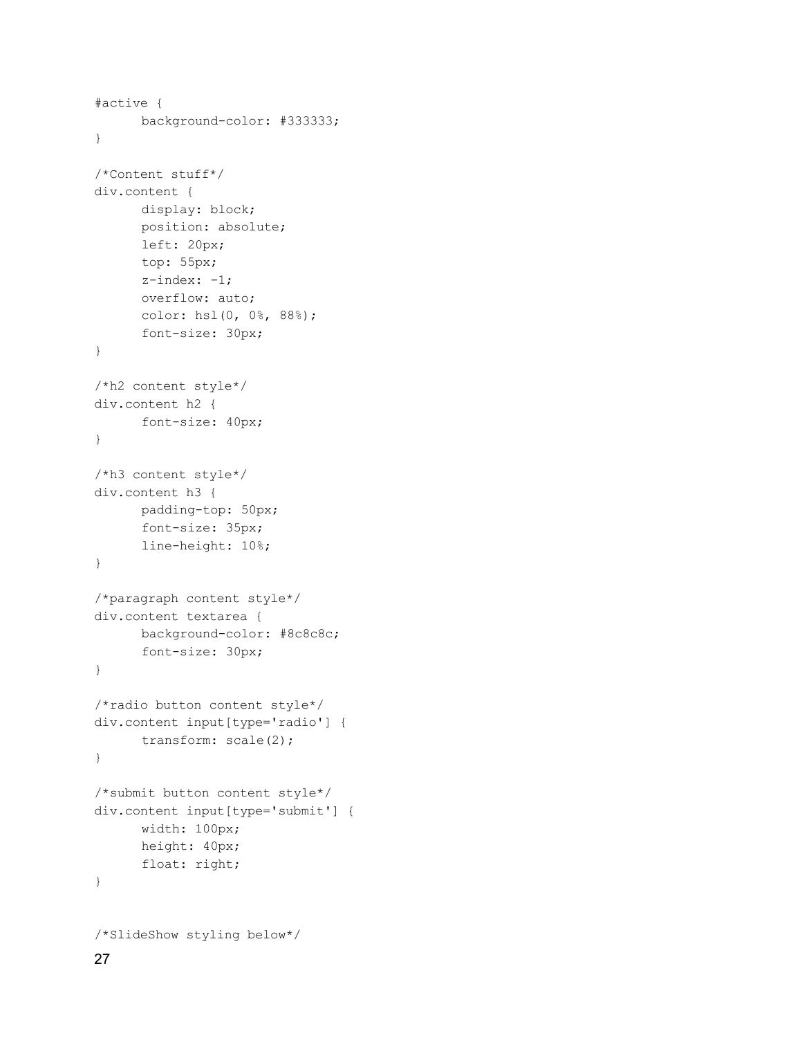```
#active {
      background-color: #333333;
}

/*Content stuff*/
div.content {
      display: block;
      position: absolute;
      left: 20px;
      top: 55px;
      z-index: -1;
      overflow: auto;
      color: hsl(0, 0%, 88%);
      font-size: 30px;
}

/*h2 content style*/
div.content h2 {
      font-size: 40px;
}

/*h3 content style*/
div.content h3 {
      padding-top: 50px;
      font-size: 35px;
      line-height: 10%;
}

/*paragraph content style*/
div.content textarea {
      background-color: #8c8c8c;
      font-size: 30px;
}

/*radio button content style*/
div.content input[type='radio'] {
      transform: scale(2);
}

/*submit button content style*/
div.content input[type='submit'] {
      width: 100px;
      height: 40px;
      float: right;
}


/*SlideShow styling below*/
```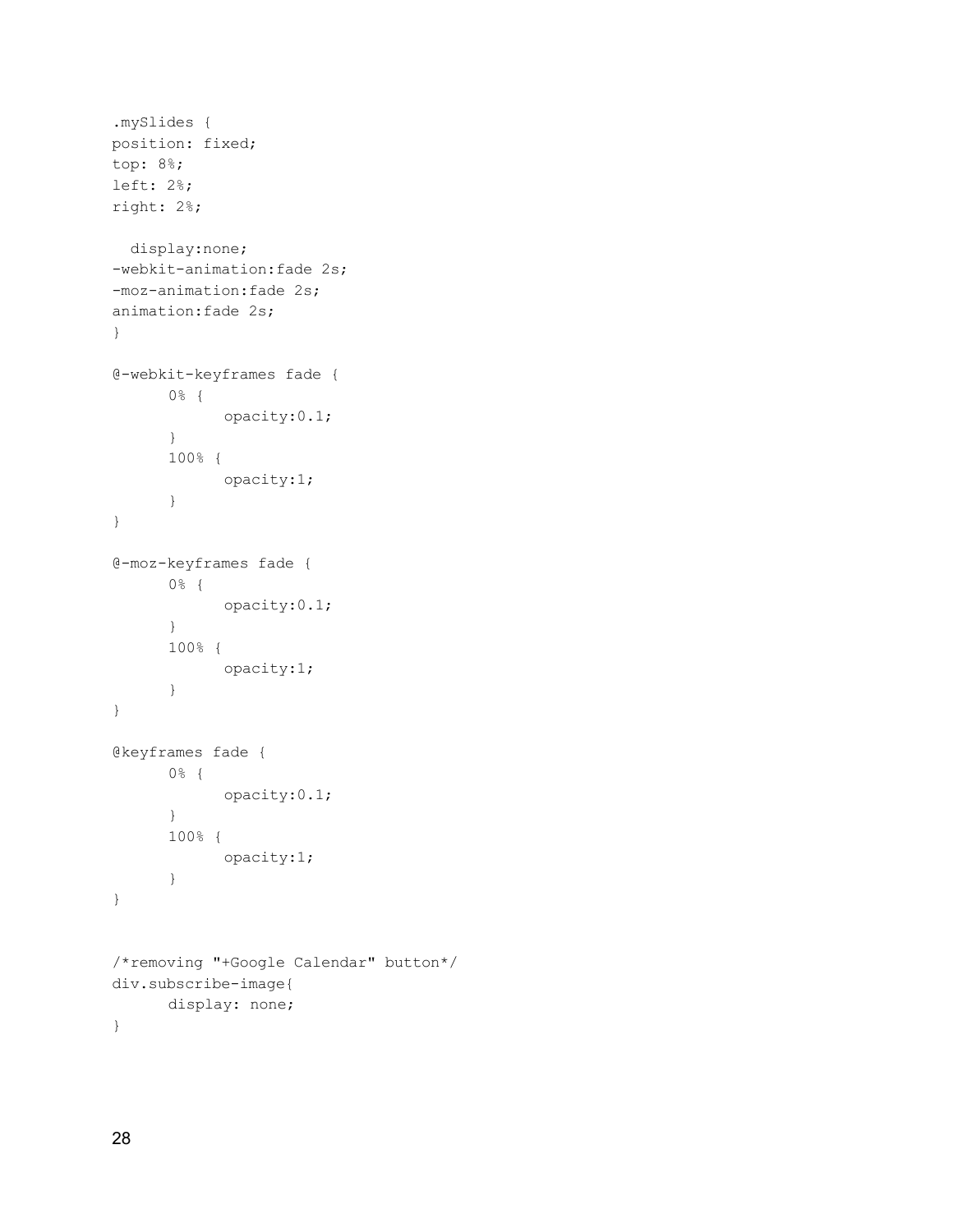```
.mySlides {
position: fixed;
top: 8%;
left: 2%;
right: 2%;

  display:none;
-webkit-animation:fade 2s;
-moz-animation:fade 2s;
animation:fade 2s;
}

@-webkit-keyframes fade {
      0% {
            opacity:0.1;
      }
      100% {
            opacity:1;
      }
}

@-moz-keyframes fade {
      0% {
            opacity:0.1;
      }
      100% {
            opacity:1;
      }
}

@keyframes fade {
      0% {
            opacity:0.1;
      }
      100% {
            opacity:1;
      }
}


/*removing "+Google Calendar" button*/
div.subscribe-image{
      display: none;
}
```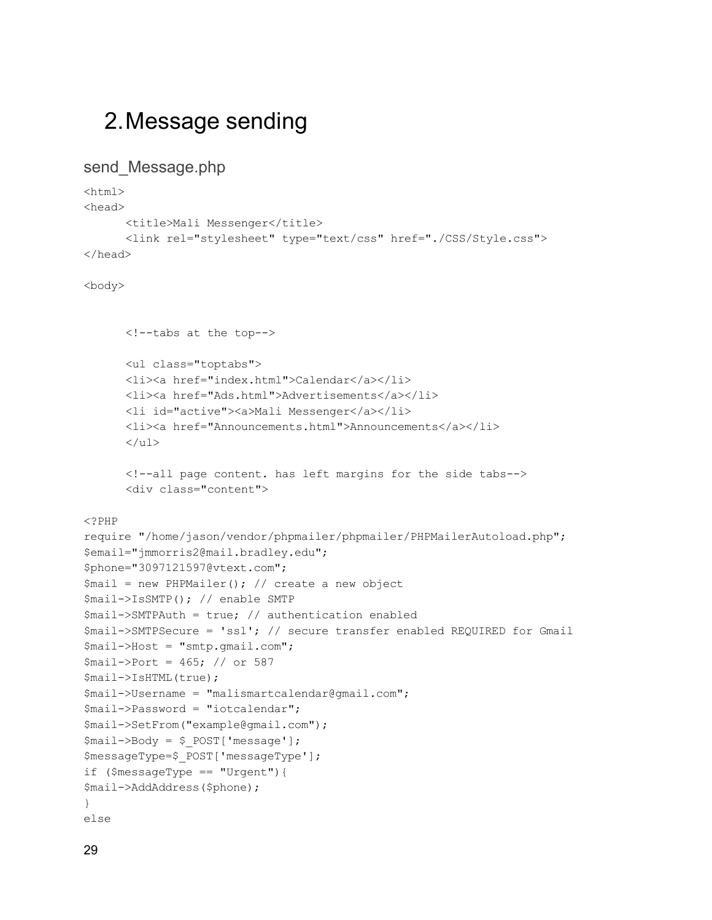# 2. Message sending

## send_Message.php

```
<html>
<head>
      <title>Mali Messenger</title>
      <link rel="stylesheet" type="text/css" href="./CSS/Style.css">
</head>

<body>


      <!--tabs at the top-->

      <ul class="toptabs">
      <li><a href="index.html">Calendar</a></li>
      <li><a href="Ads.html">Advertisements</a></li>
      <li id="active"><a>Mali Messenger</a></li>
      <li><a href="Announcements.html">Announcements</a></li>
      </ul>

      <!--all page content. has left margins for the side tabs-->
      <div class="content">

<?PHP
require "/home/jason/vendor/phpmailer/phpmailer/PHPMailerAutoload.php";
$email="jmmorris2@mail.bradley.edu";
$phone="3097121597@vtext.com";
$mail = new PHPMailer(); // create a new object
$mail->IsSMTP(); // enable SMTP
$mail->SMTPAuth = true; // authentication enabled
$mail->SMTPSecure = 'ssl'; // secure transfer enabled REQUIRED for Gmail
$mail->Host = "smtp.gmail.com";
$mail->Port = 465; // or 587
$mail->IsHTML(true);
$mail->Username = "malismartcalendar@gmail.com";
$mail->Password = "iotcalendar";
$mail->SetFrom("example@gmail.com");
$mail->Body = $_POST['message'];
$messageType=$_POST['messageType'];
if ($messageType == "Urgent"){
$mail->AddAddress($phone);
}
else
```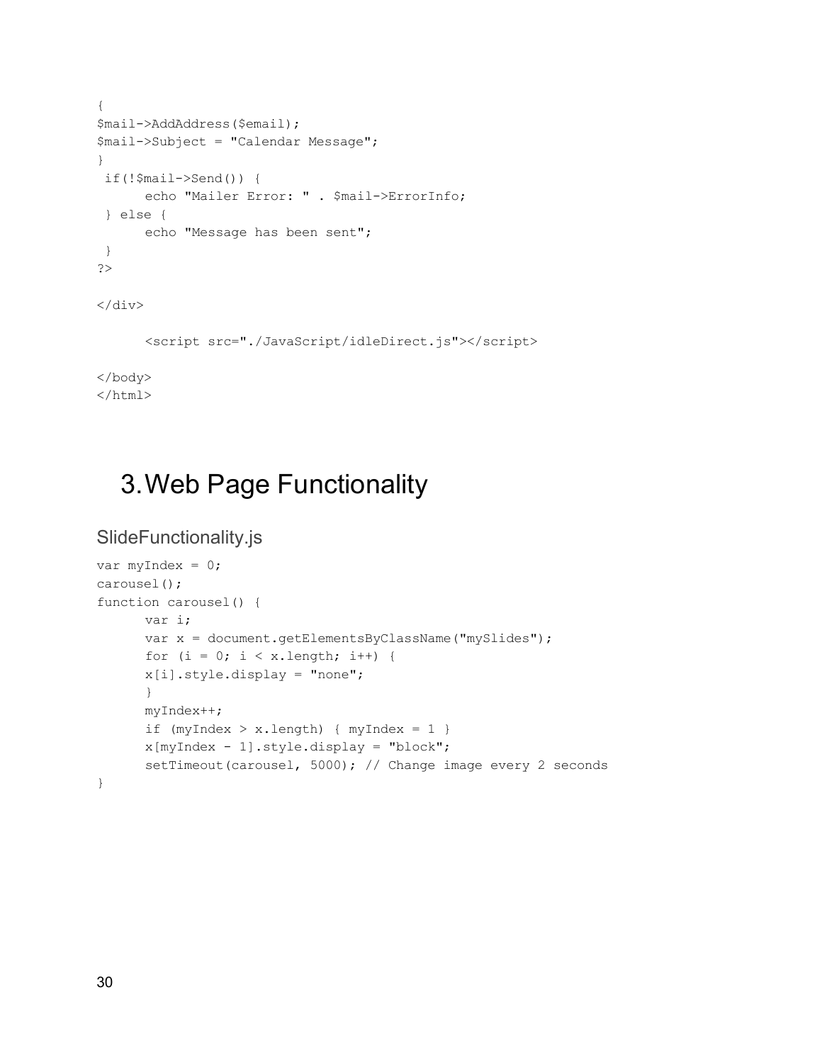```
{
$mail->AddAddress($email);
$mail->Subject = "Calendar Message";
}
 if(!$mail->Send()) {
      echo "Mailer Error: " . $mail->ErrorInfo;
 } else {
      echo "Message has been sent";
 }
?>

</div>

      <script src="./JavaScript/idleDirect.js"></script>

</body>
</html>
```

# 3. Web Page Functionality

## SlideFunctionality.js

```
var myIndex = 0;
carousel();
function carousel() {
      var i;
      var x = document.getElementsByClassName("mySlides");
      for (i = 0; i < x.length; i++) {
      x[i].style.display = "none";
      }
      myIndex++;
      if (myIndex > x.length) { myIndex = 1 }
      x[myIndex - 1].style.display = "block";
      setTimeout(carousel, 5000); // Change image every 2 seconds
}
```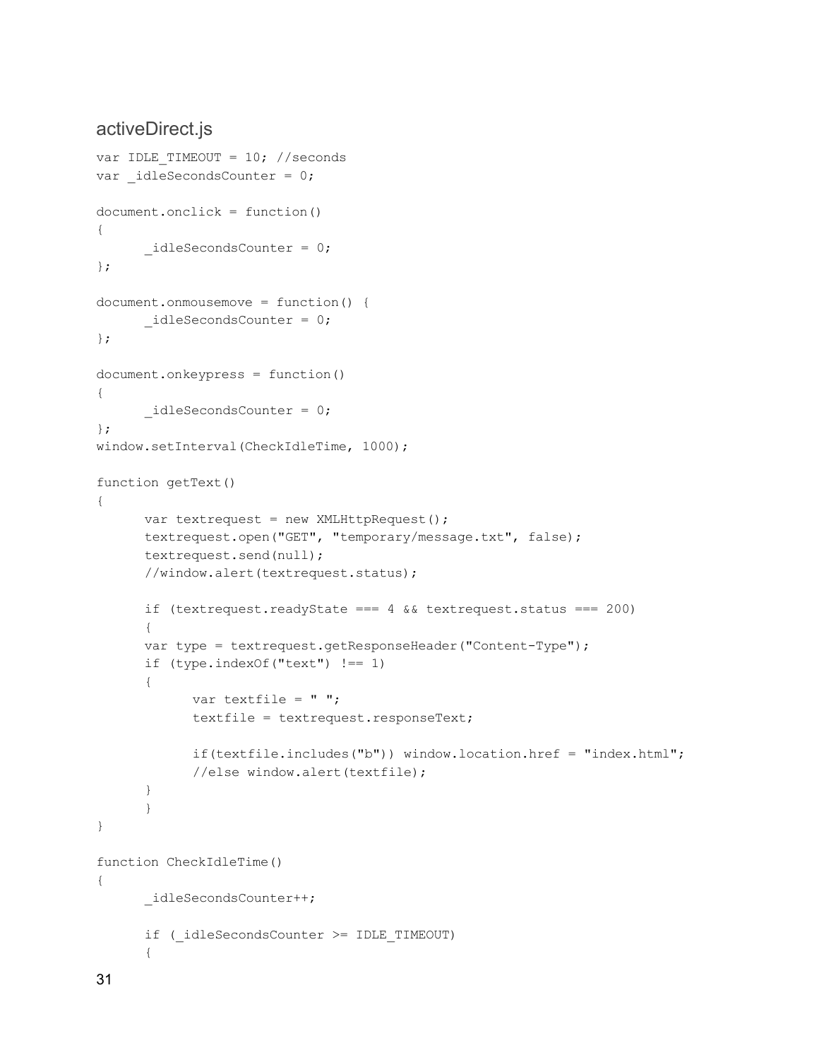## activeDirect.js

```
var IDLE_TIMEOUT = 10; //seconds
var _idleSecondsCounter = 0;

document.onclick = function()
{
      _idleSecondsCounter = 0;
};

document.onmousemove = function() {
      _idleSecondsCounter = 0;
};

document.onkeypress = function()
{
      _idleSecondsCounter = 0;
};
window.setInterval(CheckIdleTime, 1000);

function getText()
{
      var textrequest = new XMLHttpRequest();
      textrequest.open("GET", "temporary/message.txt", false);
      textrequest.send(null);
      //window.alert(textrequest.status);

      if (textrequest.readyState === 4 && textrequest.status === 200)
      {
      var type = textrequest.getResponseHeader("Content-Type");
      if (type.indexOf("text") !== 1)
      {
            var textfile = " ";
            textfile = textrequest.responseText;

            if(textfile.includes("b")) window.location.href = "index.html";
            //else window.alert(textfile);
      }
      }
}

function CheckIdleTime()
{
      _idleSecondsCounter++;

      if (_idleSecondsCounter >= IDLE_TIMEOUT)
      {
```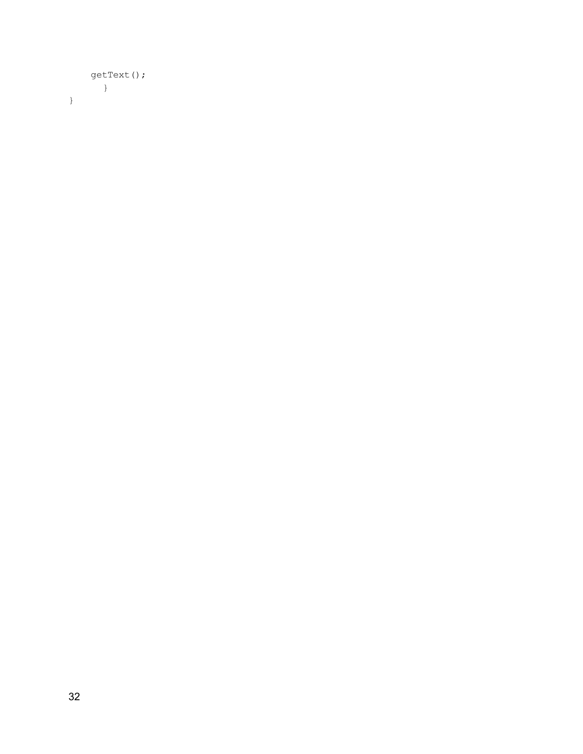```
    getText();
       }
}
```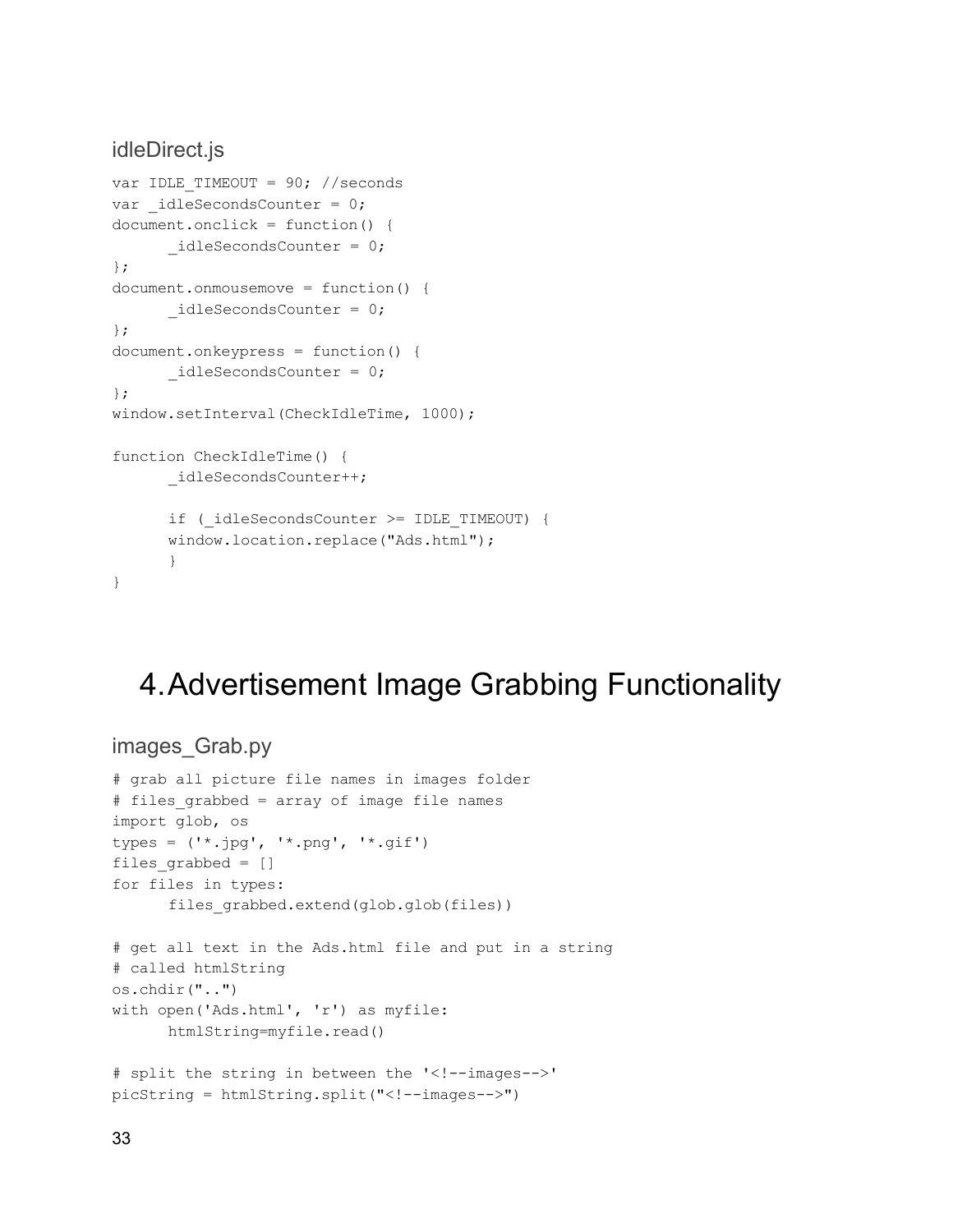### idleDirect.js

```
var IDLE_TIMEOUT = 90; //seconds
var _idleSecondsCounter = 0;
document.onclick = function() {
      _idleSecondsCounter = 0;
};
document.onmousemove = function() {
      _idleSecondsCounter = 0;
};
document.onkeypress = function() {
      _idleSecondsCounter = 0;
};
window.setInterval(CheckIdleTime, 1000);

function CheckIdleTime() {
      _idleSecondsCounter++;

      if (_idleSecondsCounter >= IDLE_TIMEOUT) {
      window.location.replace("Ads.html");
      }
}
```

# 4. Advertisement Image Grabbing Functionality

### images_Grab.py

```
# grab all picture file names in images folder
# files_grabbed = array of image file names
import glob, os
types = ('*.jpg', '*.png', '*.gif')
files_grabbed = []
for files in types:
      files_grabbed.extend(glob.glob(files))

# get all text in the Ads.html file and put in a string
# called htmlString
os.chdir("..")
with open('Ads.html', 'r') as myfile:
      htmlString=myfile.read()

# split the string in between the '<!--images-->'
picString = htmlString.split("<!--images-->")
```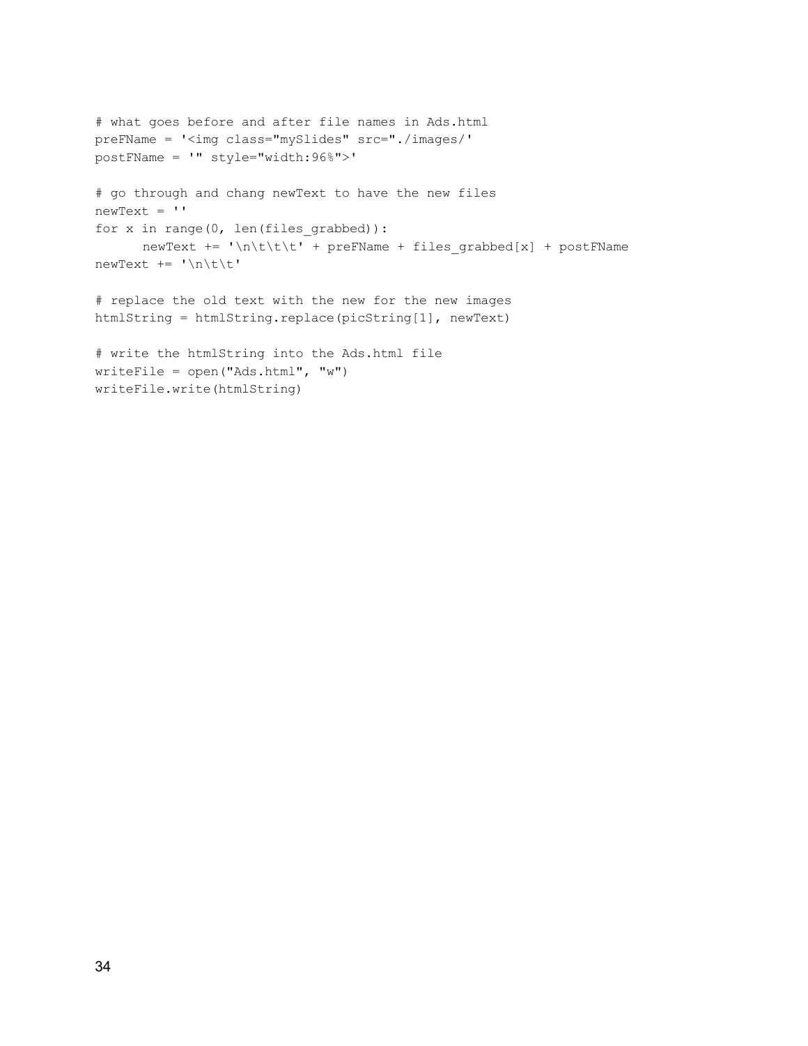```
# what goes before and after file names in Ads.html
preFName = '<img class="mySlides" src="./images/'
postFName = '" style="width:96%">'

# go through and chang newText to have the new files
newText = ''
for x in range(0, len(files_grabbed)):
      newText += '\n\t\t\t' + preFName + files_grabbed[x] + postFName
newText += '\n\t\t'

# replace the old text with the new for the new images
htmlString = htmlString.replace(picString[1], newText)

# write the htmlString into the Ads.html file
writeFile = open("Ads.html", "w")
writeFile.write(htmlString)
```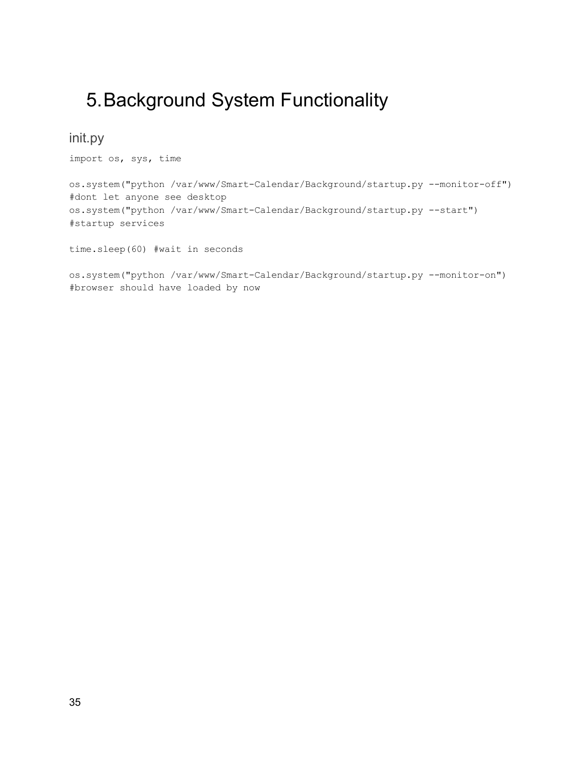# 5. Background System Functionality

## init.py

```
import os, sys, time

os.system("python /var/www/Smart-Calendar/Background/startup.py --monitor-off")
#dont let anyone see desktop
os.system("python /var/www/Smart-Calendar/Background/startup.py --start")
#startup services

time.sleep(60) #wait in seconds

os.system("python /var/www/Smart-Calendar/Background/startup.py --monitor-on")
#browser should have loaded by now
```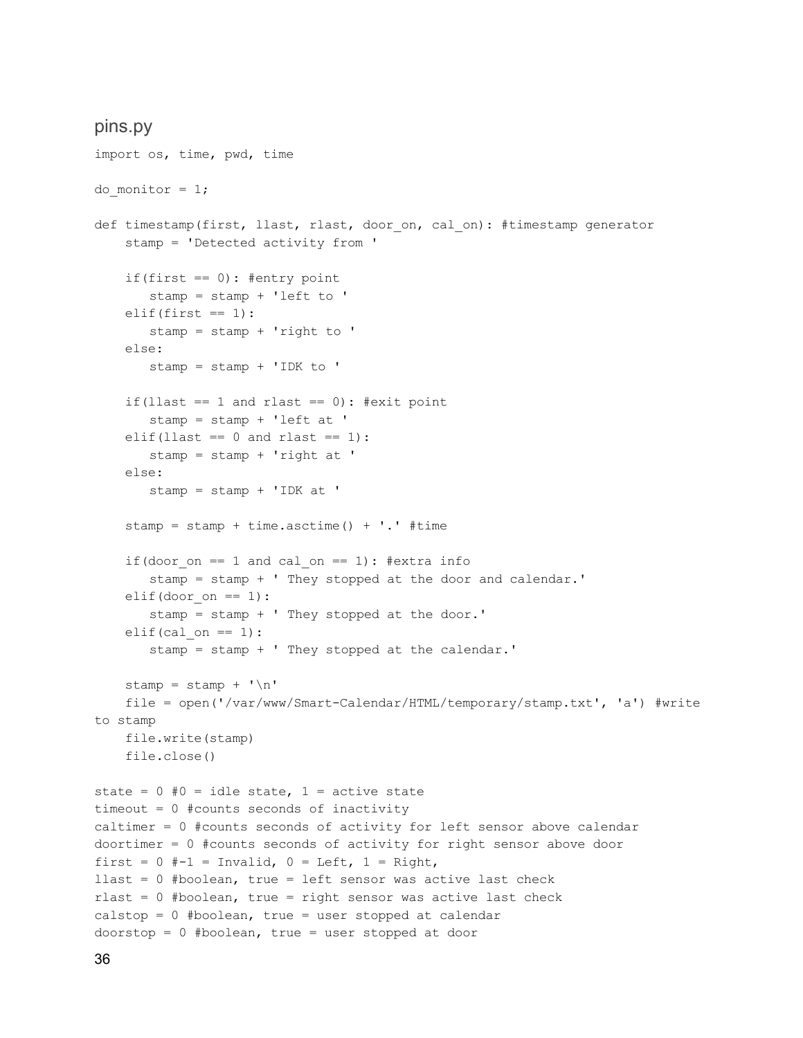## pins.py

```
import os, time, pwd, time

do_monitor = 1;

def timestamp(first, llast, rlast, door_on, cal_on): #timestamp generator
    stamp = 'Detected activity from '

    if(first == 0): #entry point
       stamp = stamp + 'left to '
    elif(first == 1):
       stamp = stamp + 'right to '
    else:
       stamp = stamp + 'IDK to '

    if(llast == 1 and rlast == 0): #exit point
       stamp = stamp + 'left at '
    elif(llast == 0 and rlast == 1):
       stamp = stamp + 'right at '
    else:
       stamp = stamp + 'IDK at '

    stamp = stamp + time.asctime() + '.' #time

    if(door_on == 1 and cal_on == 1): #extra info
       stamp = stamp + ' They stopped at the door and calendar.'
    elif(door_on == 1):
       stamp = stamp + ' They stopped at the door.'
    elif(cal_on == 1):
       stamp = stamp + ' They stopped at the calendar.'

    stamp = stamp + '\n'
    file = open('/var/www/Smart-Calendar/HTML/temporary/stamp.txt', 'a') #write
to stamp
    file.write(stamp)
    file.close()

state = 0 #0 = idle state, 1 = active state
timeout = 0 #counts seconds of inactivity
caltimer = 0 #counts seconds of activity for left sensor above calendar
doortimer = 0 #counts seconds of activity for right sensor above door
first = 0 #-1 = Invalid, 0 = Left, 1 = Right,
llast = 0 #boolean, true = left sensor was active last check
rlast = 0 #boolean, true = right sensor was active last check
calstop = 0 #boolean, true = user stopped at calendar
doorstop = 0 #boolean, true = user stopped at door
```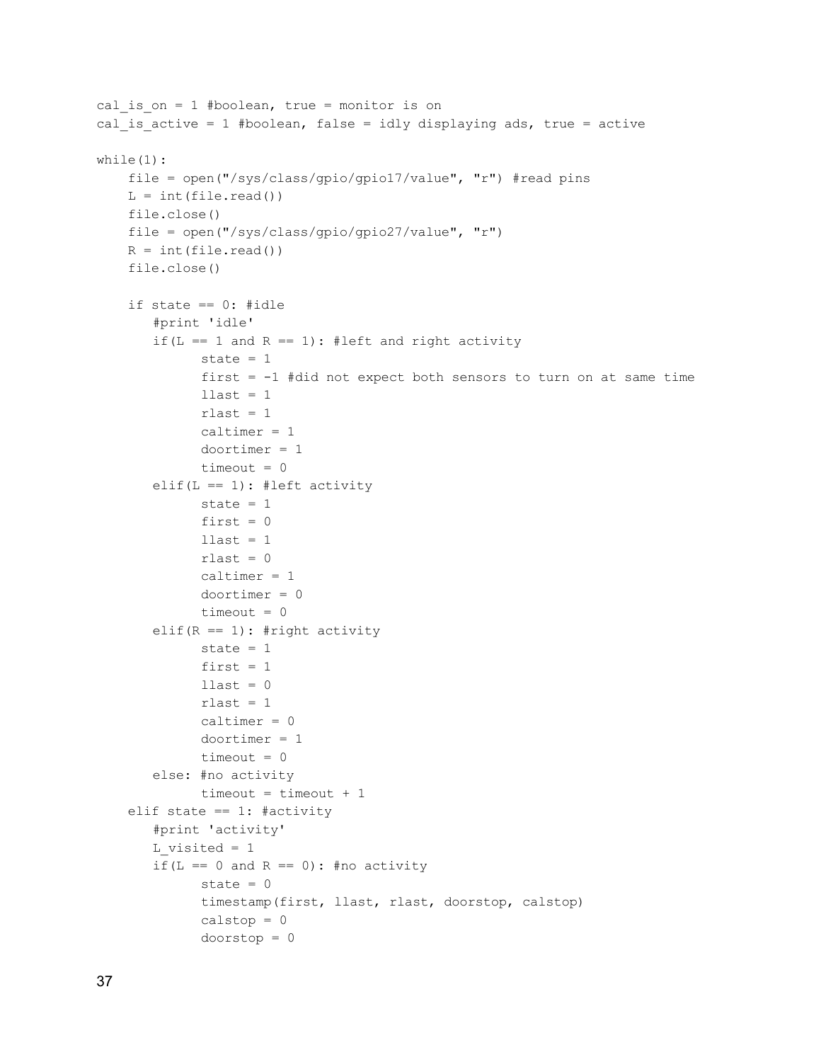```
cal_is_on = 1 #boolean, true = monitor is on
cal_is_active = 1 #boolean, false = idly displaying ads, true = active

while(1):
    file = open("/sys/class/gpio/gpio17/value", "r") #read pins
    L = int(file.read())
    file.close()
    file = open("/sys/class/gpio/gpio27/value", "r")
    R = int(file.read())
    file.close()

    if state == 0: #idle
       #print 'idle'
       if(L == 1 and R == 1): #left and right activity
             state = 1
             first = -1 #did not expect both sensors to turn on at same time
             llast = 1
             rlast = 1
             caltimer = 1
             doortimer = 1
             timeout = 0
       elif(L == 1): #left activity
             state = 1
             first = 0
             llast = 1
             rlast = 0
             caltimer = 1
             doortimer = 0
             timeout = 0
       elif(R == 1): #right activity
             state = 1
             first = 1
             llast = 0
             rlast = 1
             caltimer = 0
             doortimer = 1
             timeout = 0
       else: #no activity
             timeout = timeout + 1
    elif state == 1: #activity
       #print 'activity'
       L_visited = 1
       if(L == 0 and R == 0): #no activity
             state = 0
             timestamp(first, llast, rlast, doorstop, calstop)
             calstop = 0
             doorstop = 0
```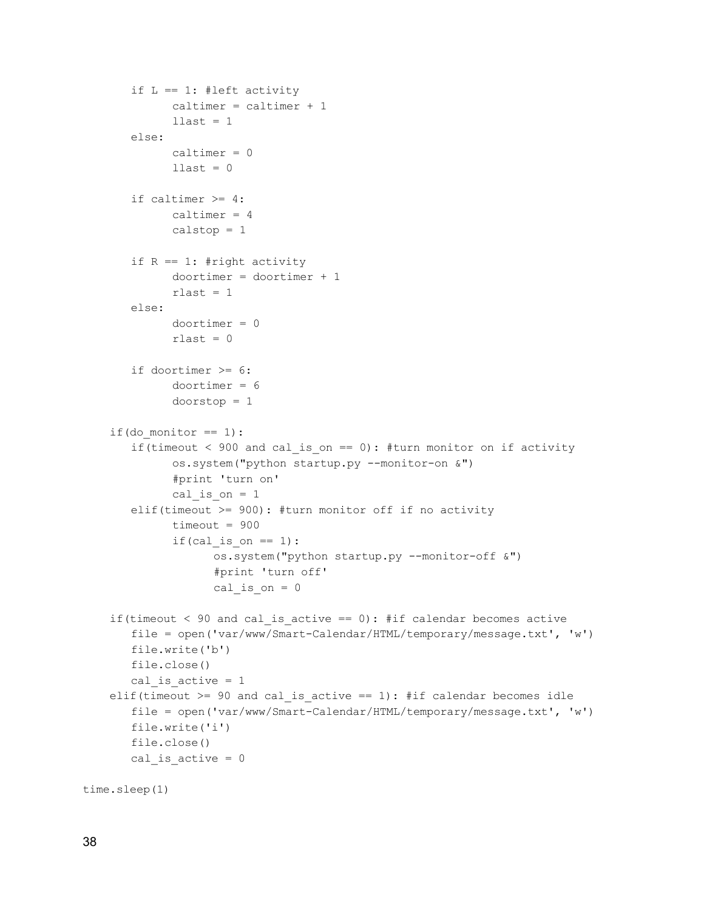```
        if L == 1: #left activity
              caltimer = caltimer + 1
              llast = 1
        else:
              caltimer = 0
              llast = 0

        if caltimer >= 4:
              caltimer = 4
              calstop = 1

        if R == 1: #right activity
              doortimer = doortimer + 1
              rlast = 1
        else:
              doortimer = 0
              rlast = 0

        if doortimer >= 6:
              doortimer = 6
              doorstop = 1

     if(do_monitor == 1):
        if(timeout < 900 and cal_is_on == 0): #turn monitor on if activity
              os.system("python startup.py --monitor-on &")
              #print 'turn on'
              cal_is_on = 1
        elif(timeout >= 900): #turn monitor off if no activity
              timeout = 900
              if(cal_is_on == 1):
                    os.system("python startup.py --monitor-off &")
                    #print 'turn off'
                    cal_is_on = 0

     if(timeout < 90 and cal_is_active == 0): #if calendar becomes active
        file = open('var/www/Smart-Calendar/HTML/temporary/message.txt', 'w')
        file.write('b')
        file.close()
        cal_is_active = 1
     elif(timeout >= 90 and cal_is_active == 1): #if calendar becomes idle
        file = open('var/www/Smart-Calendar/HTML/temporary/message.txt', 'w')
        file.write('i')
        file.close()
        cal_is_active = 0

time.sleep(1)
```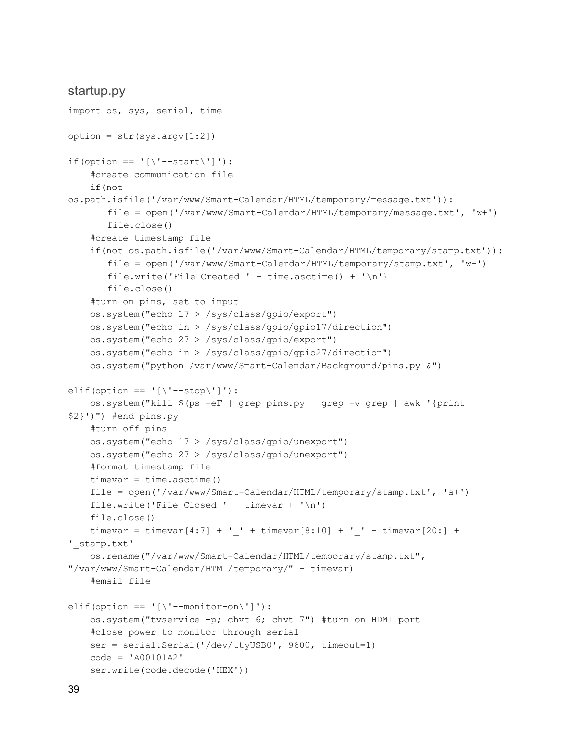## startup.py

```
import os, sys, serial, time

option = str(sys.argv[1:2])

if(option == '[\'--start\']'):
    #create communication file
    if(not
os.path.isfile('/var/www/Smart-Calendar/HTML/temporary/message.txt')):
       file = open('/var/www/Smart-Calendar/HTML/temporary/message.txt', 'w+')
       file.close()
    #create timestamp file
    if(not os.path.isfile('/var/www/Smart-Calendar/HTML/temporary/stamp.txt')):
       file = open('/var/www/Smart-Calendar/HTML/temporary/stamp.txt', 'w+')
       file.write('File Created ' + time.asctime() + '\n')
       file.close()
    #turn on pins, set to input
    os.system("echo 17 > /sys/class/gpio/export")
    os.system("echo in > /sys/class/gpio/gpio17/direction")
    os.system("echo 27 > /sys/class/gpio/export")
    os.system("echo in > /sys/class/gpio/gpio27/direction")
    os.system("python /var/www/Smart-Calendar/Background/pins.py &")

elif(option == '[\'--stop\']'):
    os.system("kill $(ps -eF | grep pins.py | grep -v grep | awk '{print
$2}')") #end pins.py
    #turn off pins
    os.system("echo 17 > /sys/class/gpio/unexport")
    os.system("echo 27 > /sys/class/gpio/unexport")
    #format timestamp file
    timevar = time.asctime()
    file = open('/var/www/Smart-Calendar/HTML/temporary/stamp.txt', 'a+')
    file.write('File Closed ' + timevar + '\n')
    file.close()
    timevar = timevar[4:7] + '_' + timevar[8:10] + '_' + timevar[20:] +
'_stamp.txt'
    os.rename("/var/www/Smart-Calendar/HTML/temporary/stamp.txt",
"/var/www/Smart-Calendar/HTML/temporary/" + timevar)
    #email file

elif(option == '[\'--monitor-on\']'):
    os.system("tvservice -p; chvt 6; chvt 7") #turn on HDMI port
    #close power to monitor through serial
    ser = serial.Serial('/dev/ttyUSB0', 9600, timeout=1)
    code = 'A00101A2'
    ser.write(code.decode('HEX'))
```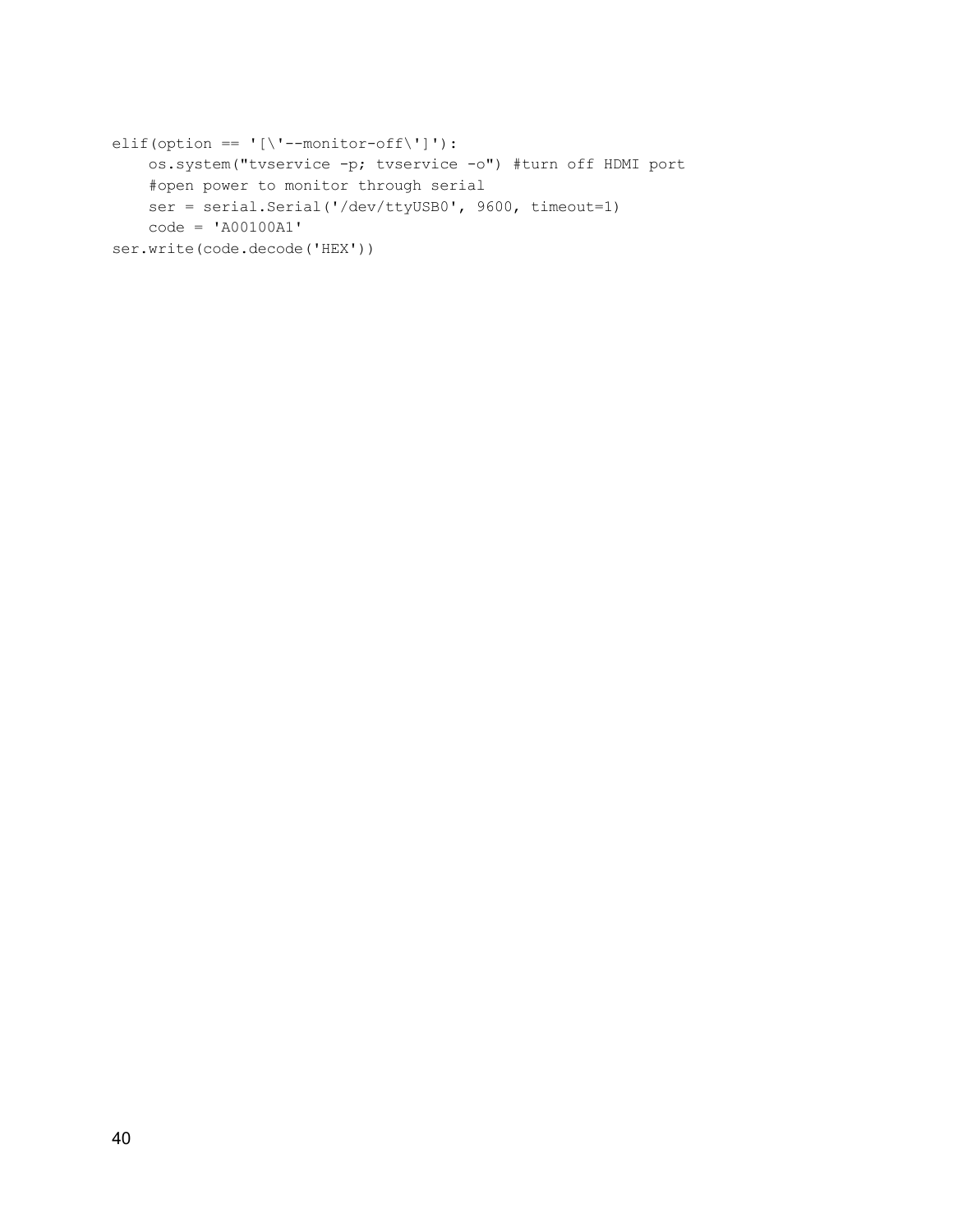```
elif(option == '[\'--monitor-off\']'):
    os.system("tvservice -p; tvservice -o") #turn off HDMI port
    #open power to monitor through serial
    ser = serial.Serial('/dev/ttyUSB0', 9600, timeout=1)
    code = 'A00100A1'
ser.write(code.decode('HEX'))
```